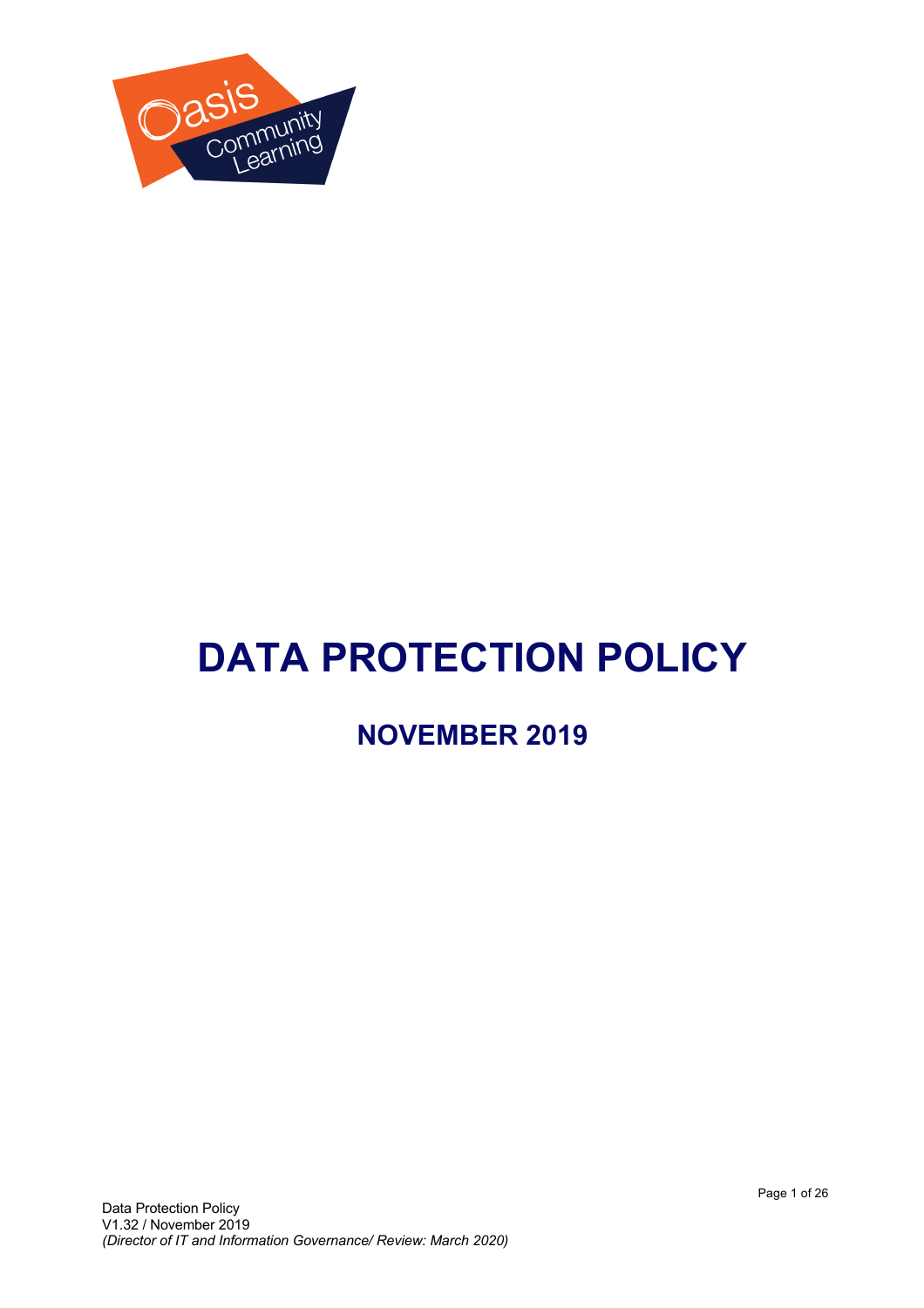# DATA PROTECTION POLICY

## NOVEMBER 2019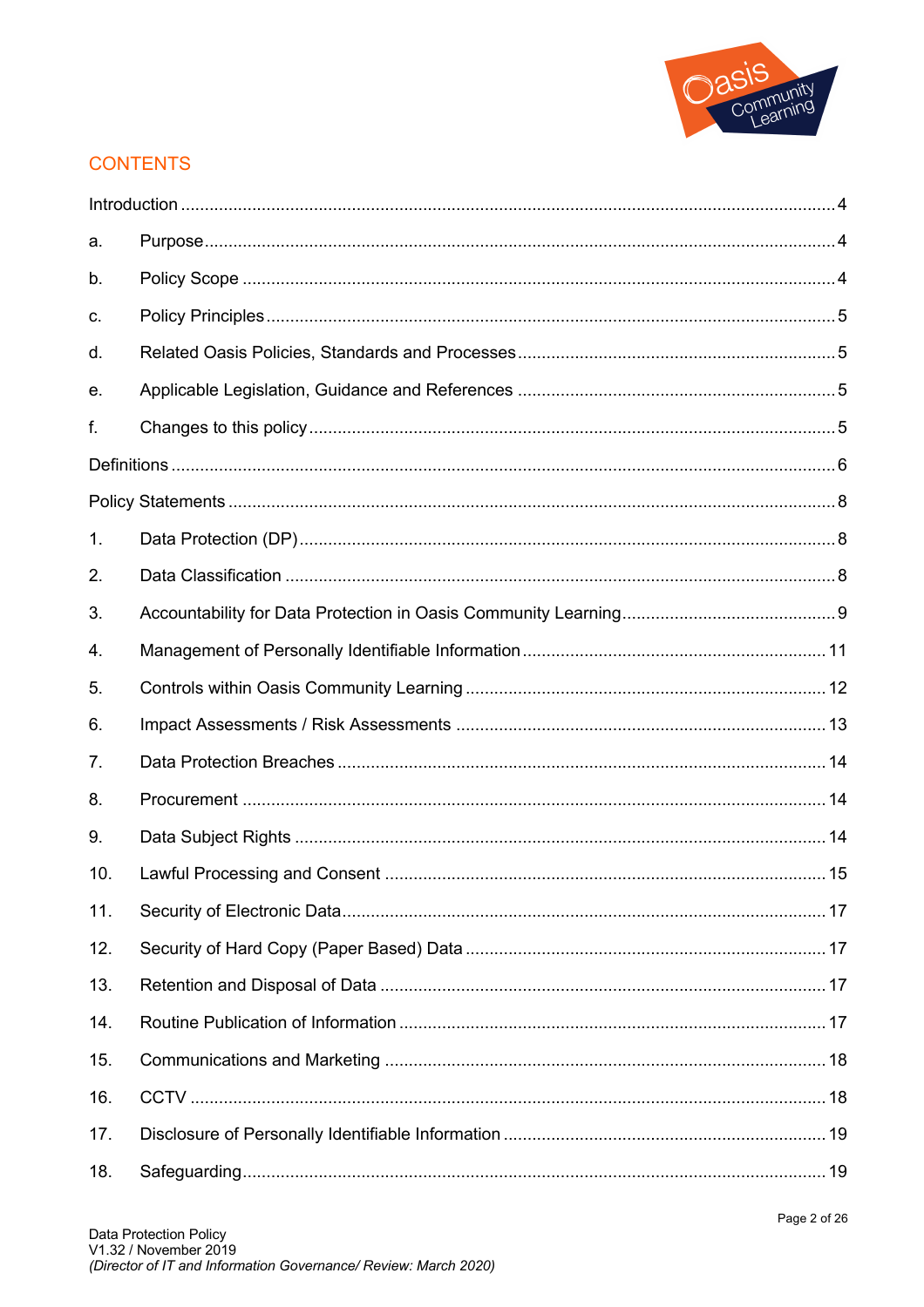## CONTENTS

Introduction ........ 4

a. Purpose ........ 4

b. Policy Scope ........ 4

c. Policy Principles ........ 5

d. Related Oasis Policies, Standards and Processes ........ 5

e. Applicable Legislation, Guidance and References ........ 5

f. Changes to this policy ........ 5

Definitions ........ 6

Policy Statements ........ 8

1. Data Protection (DP) ........ 8
2. Data Classification ........ 8
3. Accountability for Data Protection in Oasis Community Learning ........ 9
4. Management of Personally Identifiable Information ........ 11
5. Controls within Oasis Community Learning ........ 12
6. Impact Assessments / Risk Assessments ........ 13
7. Data Protection Breaches ........ 14
8. Procurement ........ 14
9. Data Subject Rights ........ 14
10. Lawful Processing and Consent ........ 15
11. Security of Electronic Data ........ 17
12. Security of Hard Copy (Paper Based) Data ........ 17
13. Retention and Disposal of Data ........ 17
14. Routine Publication of Information ........ 17
15. Communications and Marketing ........ 18
16. CCTV ........ 18
17. Disclosure of Personally Identifiable Information ........ 19
18. Safeguarding ........ 19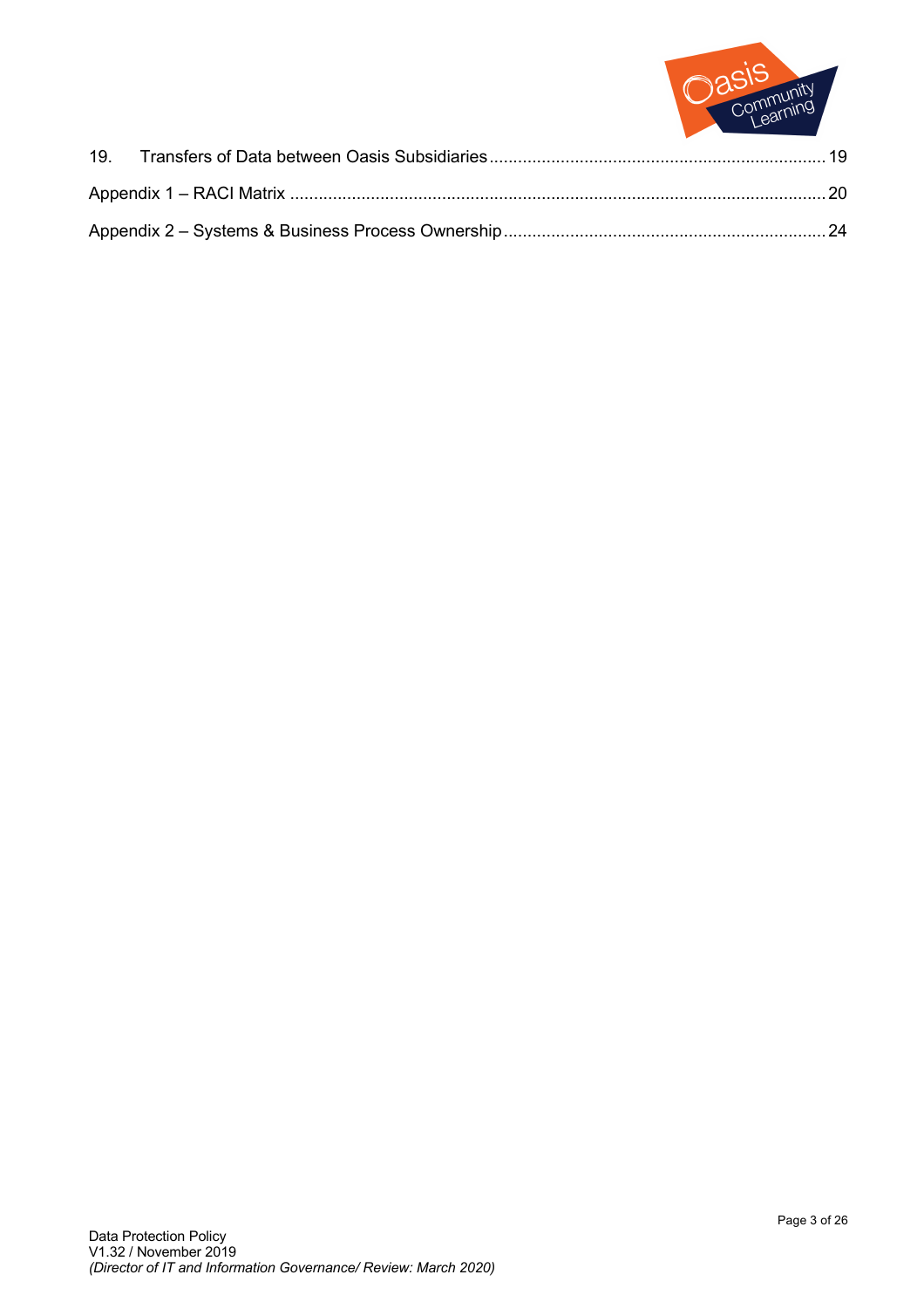19. Transfers of Data between Oasis Subsidiaries ........................................................................ 19

Appendix 1 – RACI Matrix ................................................................................................................ 20

Appendix 2 – Systems & Business Process Ownership .................................................................... 24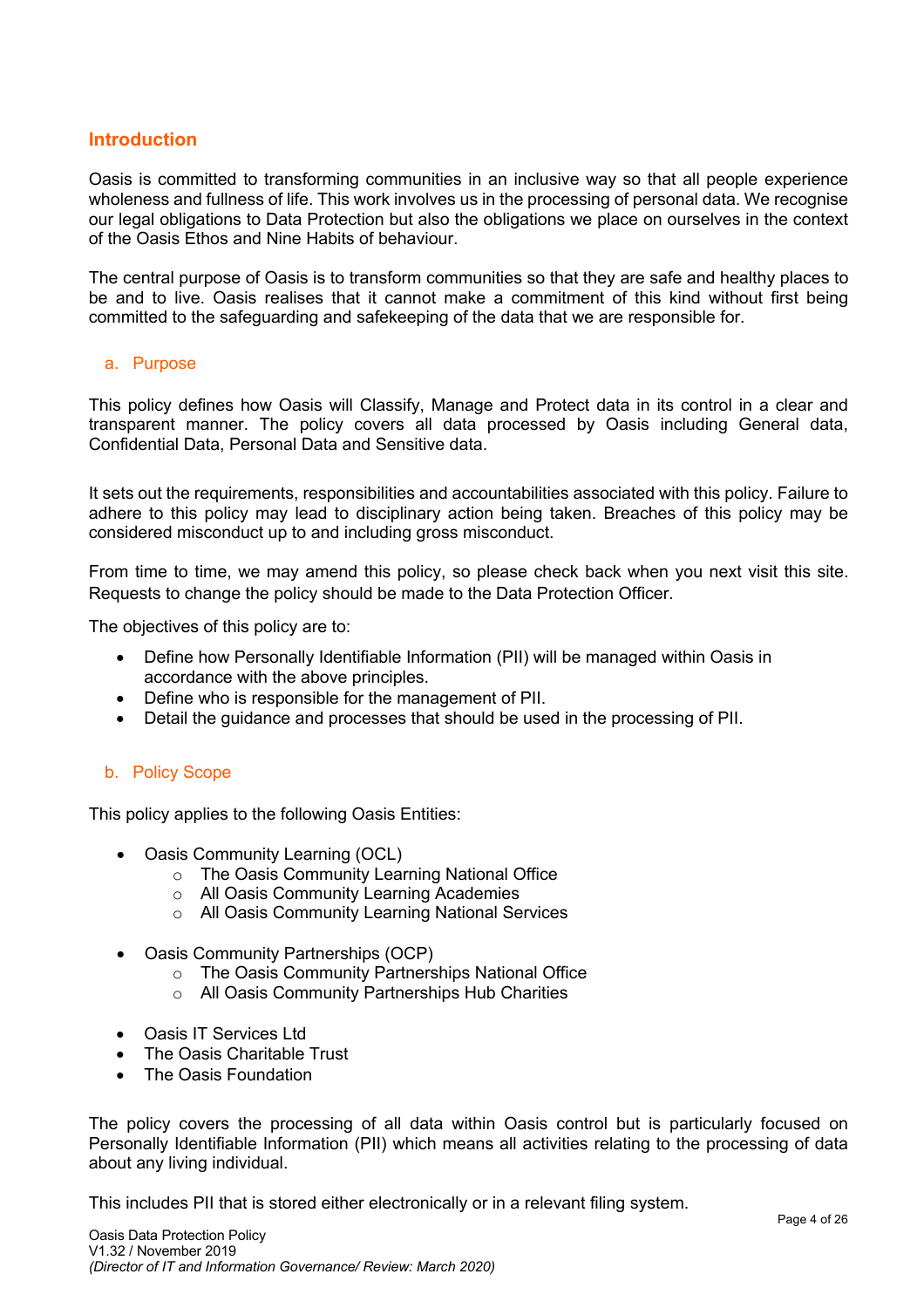## Introduction

Oasis is committed to transforming communities in an inclusive way so that all people experience wholeness and fullness of life. This work involves us in the processing of personal data. We recognise our legal obligations to Data Protection but also the obligations we place on ourselves in the context of the Oasis Ethos and Nine Habits of behaviour.

The central purpose of Oasis is to transform communities so that they are safe and healthy places to be and to live. Oasis realises that it cannot make a commitment of this kind without first being committed to the safeguarding and safekeeping of the data that we are responsible for.

### a. Purpose

This policy defines how Oasis will Classify, Manage and Protect data in its control in a clear and transparent manner. The policy covers all data processed by Oasis including General data, Confidential Data, Personal Data and Sensitive data.

It sets out the requirements, responsibilities and accountabilities associated with this policy. Failure to adhere to this policy may lead to disciplinary action being taken. Breaches of this policy may be considered misconduct up to and including gross misconduct.

From time to time, we may amend this policy, so please check back when you next visit this site. Requests to change the policy should be made to the Data Protection Officer.

The objectives of this policy are to:

- Define how Personally Identifiable Information (PII) will be managed within Oasis in accordance with the above principles.
- Define who is responsible for the management of PII.
- Detail the guidance and processes that should be used in the processing of PII.

### b. Policy Scope

This policy applies to the following Oasis Entities:

- Oasis Community Learning (OCL)
  - The Oasis Community Learning National Office
  - All Oasis Community Learning Academies
  - All Oasis Community Learning National Services

- Oasis Community Partnerships (OCP)
  - The Oasis Community Partnerships National Office
  - All Oasis Community Partnerships Hub Charities

- Oasis IT Services Ltd
- The Oasis Charitable Trust
- The Oasis Foundation

The policy covers the processing of all data within Oasis control but is particularly focused on Personally Identifiable Information (PII) which means all activities relating to the processing of data about any living individual.

This includes PII that is stored either electronically or in a relevant filing system.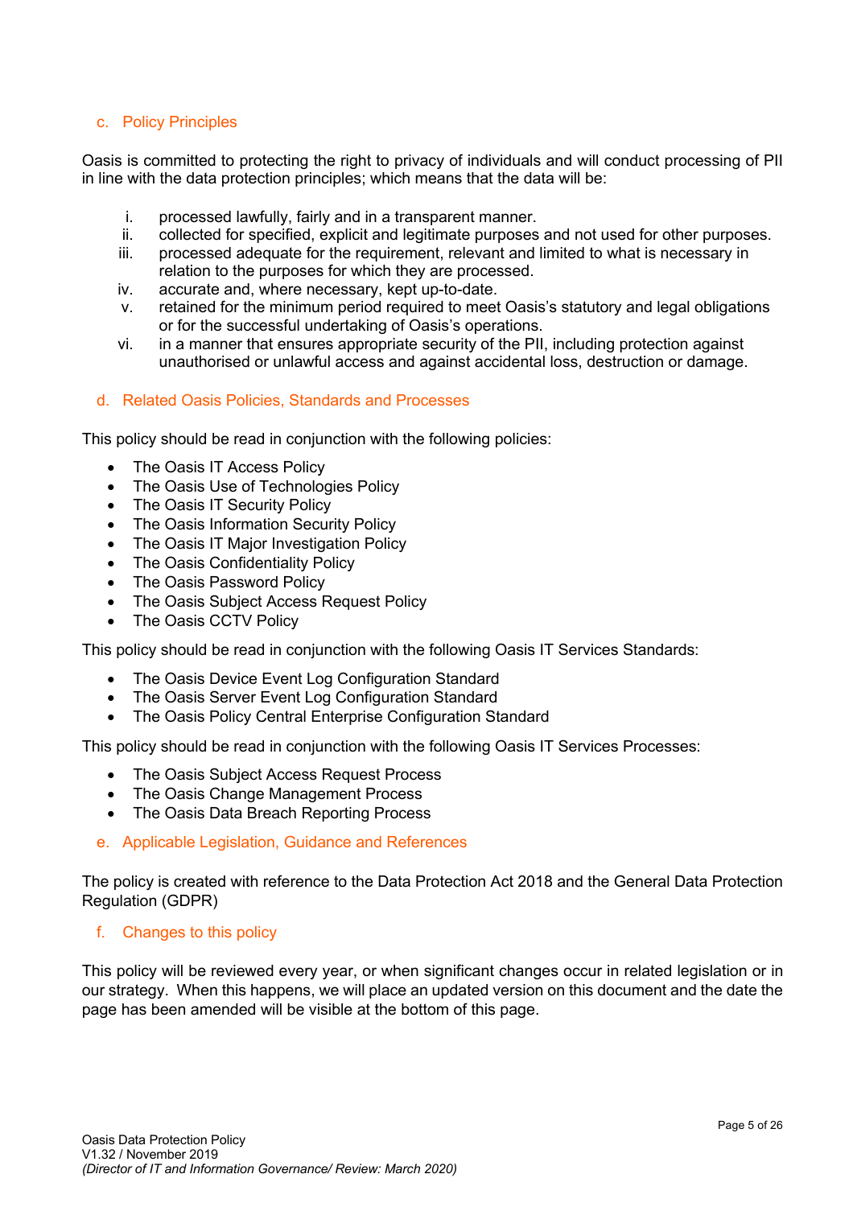### c. Policy Principles

Oasis is committed to protecting the right to privacy of individuals and will conduct processing of PII in line with the data protection principles; which means that the data will be:

i. processed lawfully, fairly and in a transparent manner.
ii. collected for specified, explicit and legitimate purposes and not used for other purposes.
iii. processed adequate for the requirement, relevant and limited to what is necessary in relation to the purposes for which they are processed.
iv. accurate and, where necessary, kept up-to-date.
v. retained for the minimum period required to meet Oasis's statutory and legal obligations or for the successful undertaking of Oasis's operations.
vi. in a manner that ensures appropriate security of the PII, including protection against unauthorised or unlawful access and against accidental loss, destruction or damage.

### d. Related Oasis Policies, Standards and Processes

This policy should be read in conjunction with the following policies:

- The Oasis IT Access Policy
- The Oasis Use of Technologies Policy
- The Oasis IT Security Policy
- The Oasis Information Security Policy
- The Oasis IT Major Investigation Policy
- The Oasis Confidentiality Policy
- The Oasis Password Policy
- The Oasis Subject Access Request Policy
- The Oasis CCTV Policy

This policy should be read in conjunction with the following Oasis IT Services Standards:

- The Oasis Device Event Log Configuration Standard
- The Oasis Server Event Log Configuration Standard
- The Oasis Policy Central Enterprise Configuration Standard

This policy should be read in conjunction with the following Oasis IT Services Processes:

- The Oasis Subject Access Request Process
- The Oasis Change Management Process
- The Oasis Data Breach Reporting Process

### e. Applicable Legislation, Guidance and References

The policy is created with reference to the Data Protection Act 2018 and the General Data Protection Regulation (GDPR)

### f. Changes to this policy

This policy will be reviewed every year, or when significant changes occur in related legislation or in our strategy. When this happens, we will place an updated version on this document and the date the page has been amended will be visible at the bottom of this page.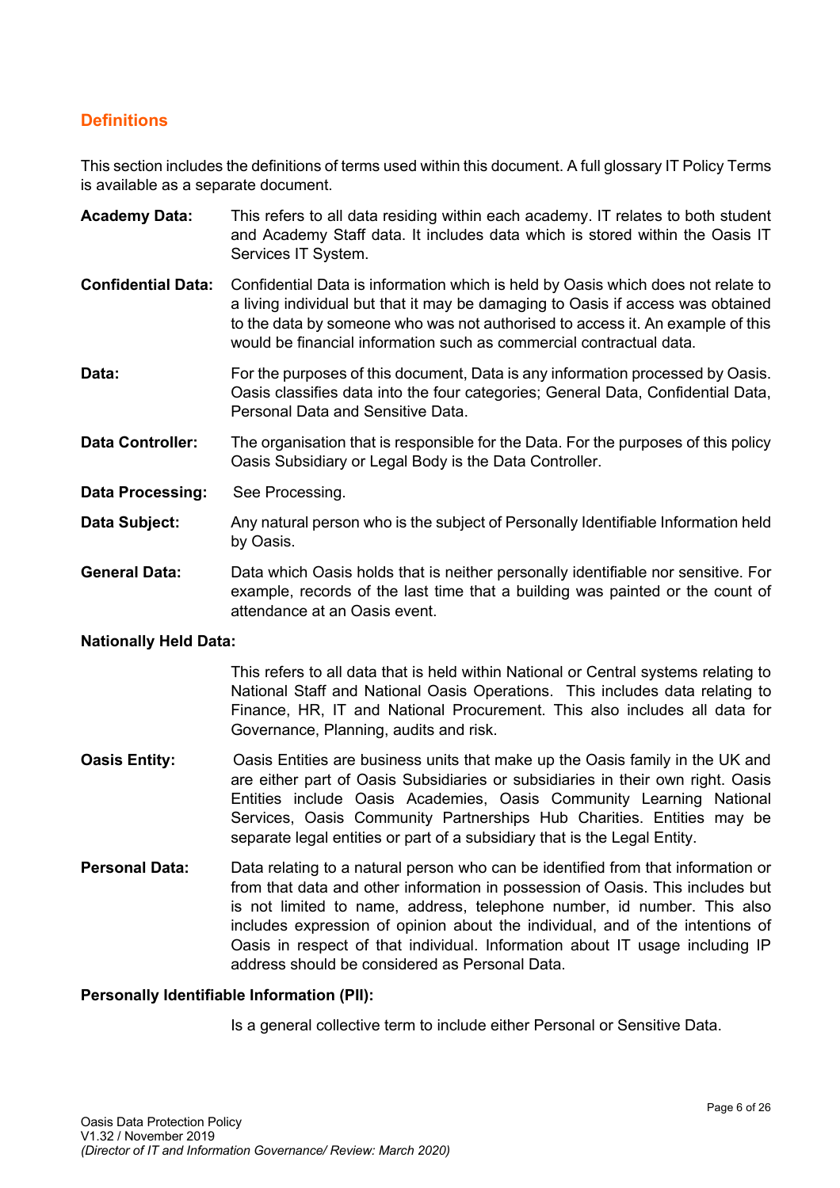## Definitions

This section includes the definitions of terms used within this document. A full glossary IT Policy Terms is available as a separate document.

**Academy Data:** This refers to all data residing within each academy. IT relates to both student and Academy Staff data. It includes data which is stored within the Oasis IT Services IT System.

**Confidential Data:** Confidential Data is information which is held by Oasis which does not relate to a living individual but that it may be damaging to Oasis if access was obtained to the data by someone who was not authorised to access it. An example of this would be financial information such as commercial contractual data.

**Data:** For the purposes of this document, Data is any information processed by Oasis. Oasis classifies data into the four categories; General Data, Confidential Data, Personal Data and Sensitive Data.

**Data Controller:** The organisation that is responsible for the Data. For the purposes of this policy Oasis Subsidiary or Legal Body is the Data Controller.

**Data Processing:** See Processing.

**Data Subject:** Any natural person who is the subject of Personally Identifiable Information held by Oasis.

**General Data:** Data which Oasis holds that is neither personally identifiable nor sensitive. For example, records of the last time that a building was painted or the count of attendance at an Oasis event.

**Nationally Held Data:**

This refers to all data that is held within National or Central systems relating to National Staff and National Oasis Operations. This includes data relating to Finance, HR, IT and National Procurement. This also includes all data for Governance, Planning, audits and risk.

**Oasis Entity:** Oasis Entities are business units that make up the Oasis family in the UK and are either part of Oasis Subsidiaries or subsidiaries in their own right. Oasis Entities include Oasis Academies, Oasis Community Learning National Services, Oasis Community Partnerships Hub Charities. Entities may be separate legal entities or part of a subsidiary that is the Legal Entity.

**Personal Data:** Data relating to a natural person who can be identified from that information or from that data and other information in possession of Oasis. This includes but is not limited to name, address, telephone number, id number. This also includes expression of opinion about the individual, and of the intentions of Oasis in respect of that individual. Information about IT usage including IP address should be considered as Personal Data.

**Personally Identifiable Information (PII):**

Is a general collective term to include either Personal or Sensitive Data.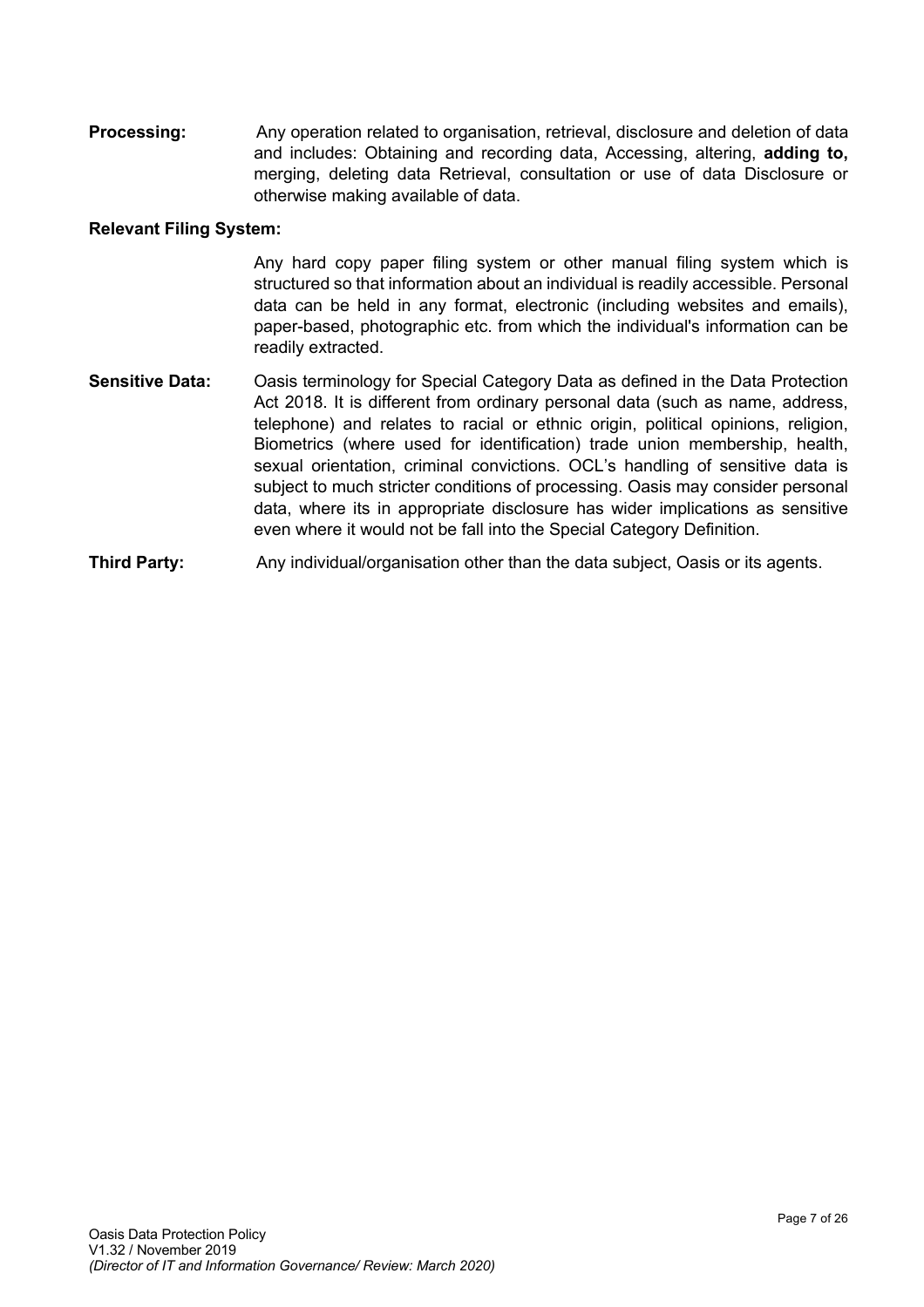**Processing:** Any operation related to organisation, retrieval, disclosure and deletion of data and includes: Obtaining and recording data, Accessing, altering, **adding to,** merging, deleting data Retrieval, consultation or use of data Disclosure or otherwise making available of data.

**Relevant Filing System:**

Any hard copy paper filing system or other manual filing system which is structured so that information about an individual is readily accessible. Personal data can be held in any format, electronic (including websites and emails), paper-based, photographic etc. from which the individual's information can be readily extracted.

**Sensitive Data:** Oasis terminology for Special Category Data as defined in the Data Protection Act 2018. It is different from ordinary personal data (such as name, address, telephone) and relates to racial or ethnic origin, political opinions, religion, Biometrics (where used for identification) trade union membership, health, sexual orientation, criminal convictions. OCL's handling of sensitive data is subject to much stricter conditions of processing. Oasis may consider personal data, where its in appropriate disclosure has wider implications as sensitive even where it would not be fall into the Special Category Definition.

**Third Party:** Any individual/organisation other than the data subject, Oasis or its agents.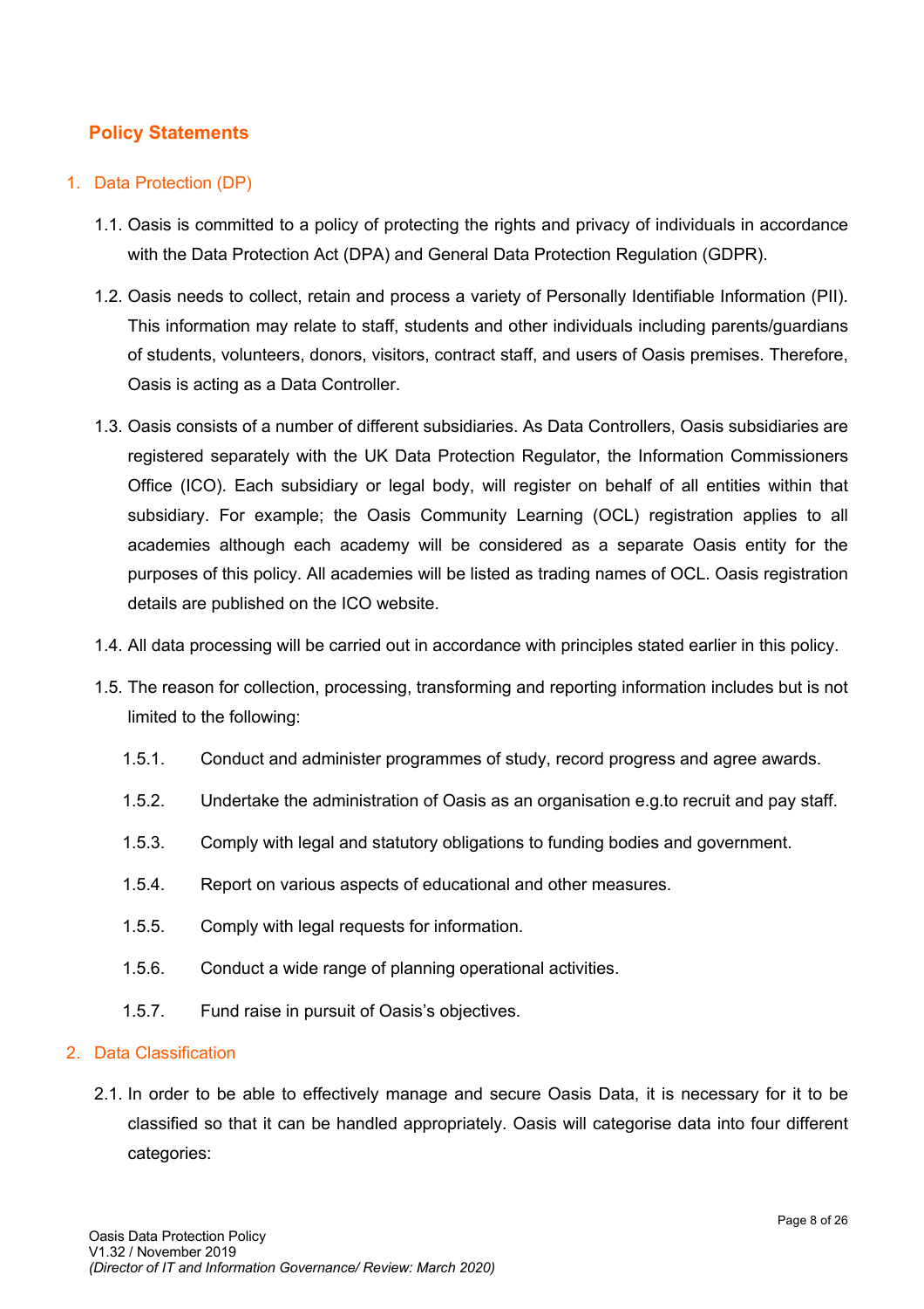## Policy Statements

### 1. Data Protection (DP)

1.1. Oasis is committed to a policy of protecting the rights and privacy of individuals in accordance with the Data Protection Act (DPA) and General Data Protection Regulation (GDPR).

1.2. Oasis needs to collect, retain and process a variety of Personally Identifiable Information (PII). This information may relate to staff, students and other individuals including parents/guardians of students, volunteers, donors, visitors, contract staff, and users of Oasis premises. Therefore, Oasis is acting as a Data Controller.

1.3. Oasis consists of a number of different subsidiaries. As Data Controllers, Oasis subsidiaries are registered separately with the UK Data Protection Regulator, the Information Commissioners Office (ICO). Each subsidiary or legal body, will register on behalf of all entities within that subsidiary. For example; the Oasis Community Learning (OCL) registration applies to all academies although each academy will be considered as a separate Oasis entity for the purposes of this policy. All academies will be listed as trading names of OCL. Oasis registration details are published on the ICO website.

1.4. All data processing will be carried out in accordance with principles stated earlier in this policy.

1.5. The reason for collection, processing, transforming and reporting information includes but is not limited to the following:

1.5.1. Conduct and administer programmes of study, record progress and agree awards.

1.5.2. Undertake the administration of Oasis as an organisation e.g.to recruit and pay staff.

1.5.3. Comply with legal and statutory obligations to funding bodies and government.

1.5.4. Report on various aspects of educational and other measures.

1.5.5. Comply with legal requests for information.

1.5.6. Conduct a wide range of planning operational activities.

1.5.7. Fund raise in pursuit of Oasis's objectives.

### 2. Data Classification

2.1. In order to be able to effectively manage and secure Oasis Data, it is necessary for it to be classified so that it can be handled appropriately. Oasis will categorise data into four different categories: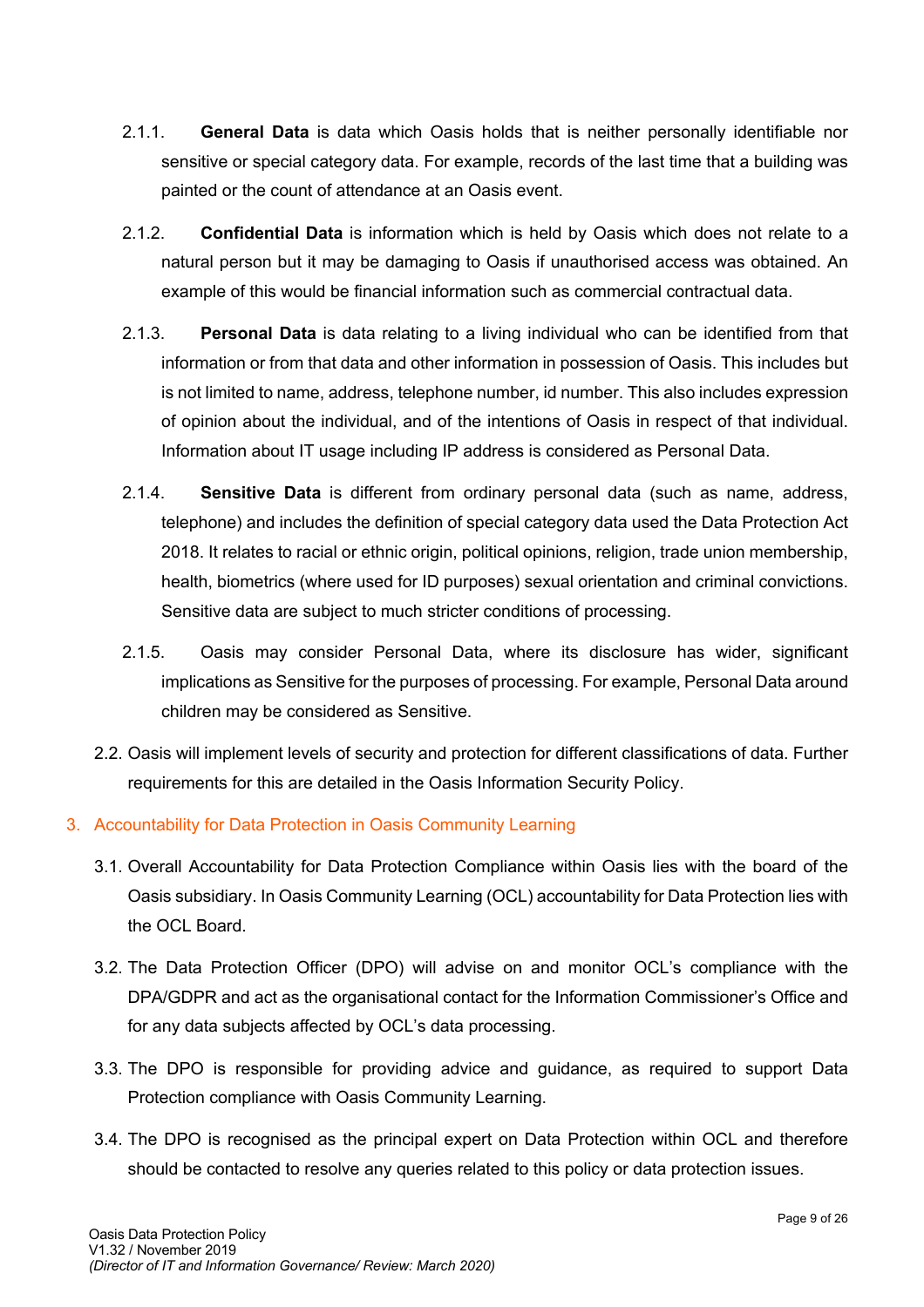2.1.1. **General Data** is data which Oasis holds that is neither personally identifiable nor sensitive or special category data. For example, records of the last time that a building was painted or the count of attendance at an Oasis event.

2.1.2. **Confidential Data** is information which is held by Oasis which does not relate to a natural person but it may be damaging to Oasis if unauthorised access was obtained. An example of this would be financial information such as commercial contractual data.

2.1.3. **Personal Data** is data relating to a living individual who can be identified from that information or from that data and other information in possession of Oasis. This includes but is not limited to name, address, telephone number, id number. This also includes expression of opinion about the individual, and of the intentions of Oasis in respect of that individual. Information about IT usage including IP address is considered as Personal Data.

2.1.4. **Sensitive Data** is different from ordinary personal data (such as name, address, telephone) and includes the definition of special category data used the Data Protection Act 2018. It relates to racial or ethnic origin, political opinions, religion, trade union membership, health, biometrics (where used for ID purposes) sexual orientation and criminal convictions. Sensitive data are subject to much stricter conditions of processing.

2.1.5. Oasis may consider Personal Data, where its disclosure has wider, significant implications as Sensitive for the purposes of processing. For example, Personal Data around children may be considered as Sensitive.

2.2. Oasis will implement levels of security and protection for different classifications of data. Further requirements for this are detailed in the Oasis Information Security Policy.

## 3. Accountability for Data Protection in Oasis Community Learning

3.1. Overall Accountability for Data Protection Compliance within Oasis lies with the board of the Oasis subsidiary. In Oasis Community Learning (OCL) accountability for Data Protection lies with the OCL Board.

3.2. The Data Protection Officer (DPO) will advise on and monitor OCL's compliance with the DPA/GDPR and act as the organisational contact for the Information Commissioner's Office and for any data subjects affected by OCL's data processing.

3.3. The DPO is responsible for providing advice and guidance, as required to support Data Protection compliance with Oasis Community Learning.

3.4. The DPO is recognised as the principal expert on Data Protection within OCL and therefore should be contacted to resolve any queries related to this policy or data protection issues.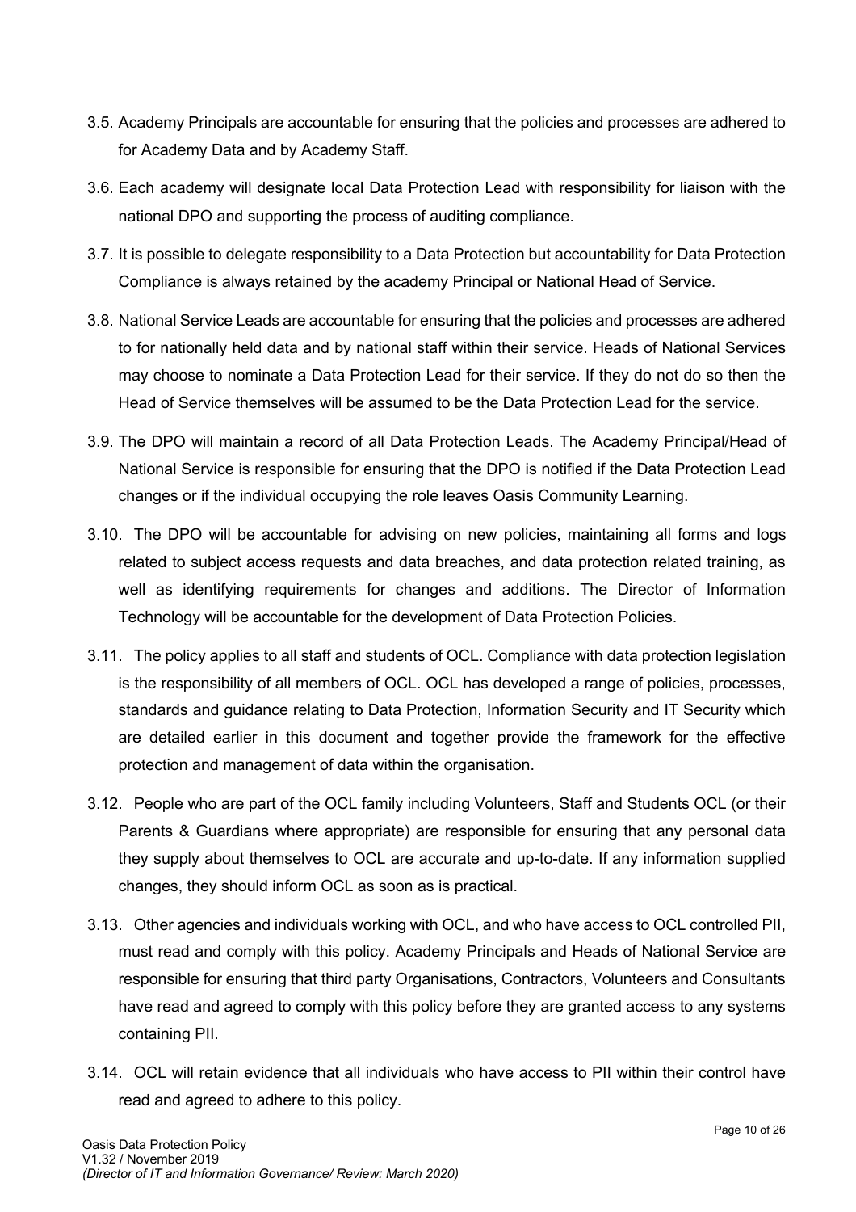3.5. Academy Principals are accountable for ensuring that the policies and processes are adhered to for Academy Data and by Academy Staff.

3.6. Each academy will designate local Data Protection Lead with responsibility for liaison with the national DPO and supporting the process of auditing compliance.

3.7. It is possible to delegate responsibility to a Data Protection but accountability for Data Protection Compliance is always retained by the academy Principal or National Head of Service.

3.8. National Service Leads are accountable for ensuring that the policies and processes are adhered to for nationally held data and by national staff within their service. Heads of National Services may choose to nominate a Data Protection Lead for their service. If they do not do so then the Head of Service themselves will be assumed to be the Data Protection Lead for the service.

3.9. The DPO will maintain a record of all Data Protection Leads. The Academy Principal/Head of National Service is responsible for ensuring that the DPO is notified if the Data Protection Lead changes or if the individual occupying the role leaves Oasis Community Learning.

3.10. The DPO will be accountable for advising on new policies, maintaining all forms and logs related to subject access requests and data breaches, and data protection related training, as well as identifying requirements for changes and additions. The Director of Information Technology will be accountable for the development of Data Protection Policies.

3.11. The policy applies to all staff and students of OCL. Compliance with data protection legislation is the responsibility of all members of OCL. OCL has developed a range of policies, processes, standards and guidance relating to Data Protection, Information Security and IT Security which are detailed earlier in this document and together provide the framework for the effective protection and management of data within the organisation.

3.12. People who are part of the OCL family including Volunteers, Staff and Students OCL (or their Parents & Guardians where appropriate) are responsible for ensuring that any personal data they supply about themselves to OCL are accurate and up-to-date. If any information supplied changes, they should inform OCL as soon as is practical.

3.13. Other agencies and individuals working with OCL, and who have access to OCL controlled PII, must read and comply with this policy. Academy Principals and Heads of National Service are responsible for ensuring that third party Organisations, Contractors, Volunteers and Consultants have read and agreed to comply with this policy before they are granted access to any systems containing PII.

3.14. OCL will retain evidence that all individuals who have access to PII within their control have read and agreed to adhere to this policy.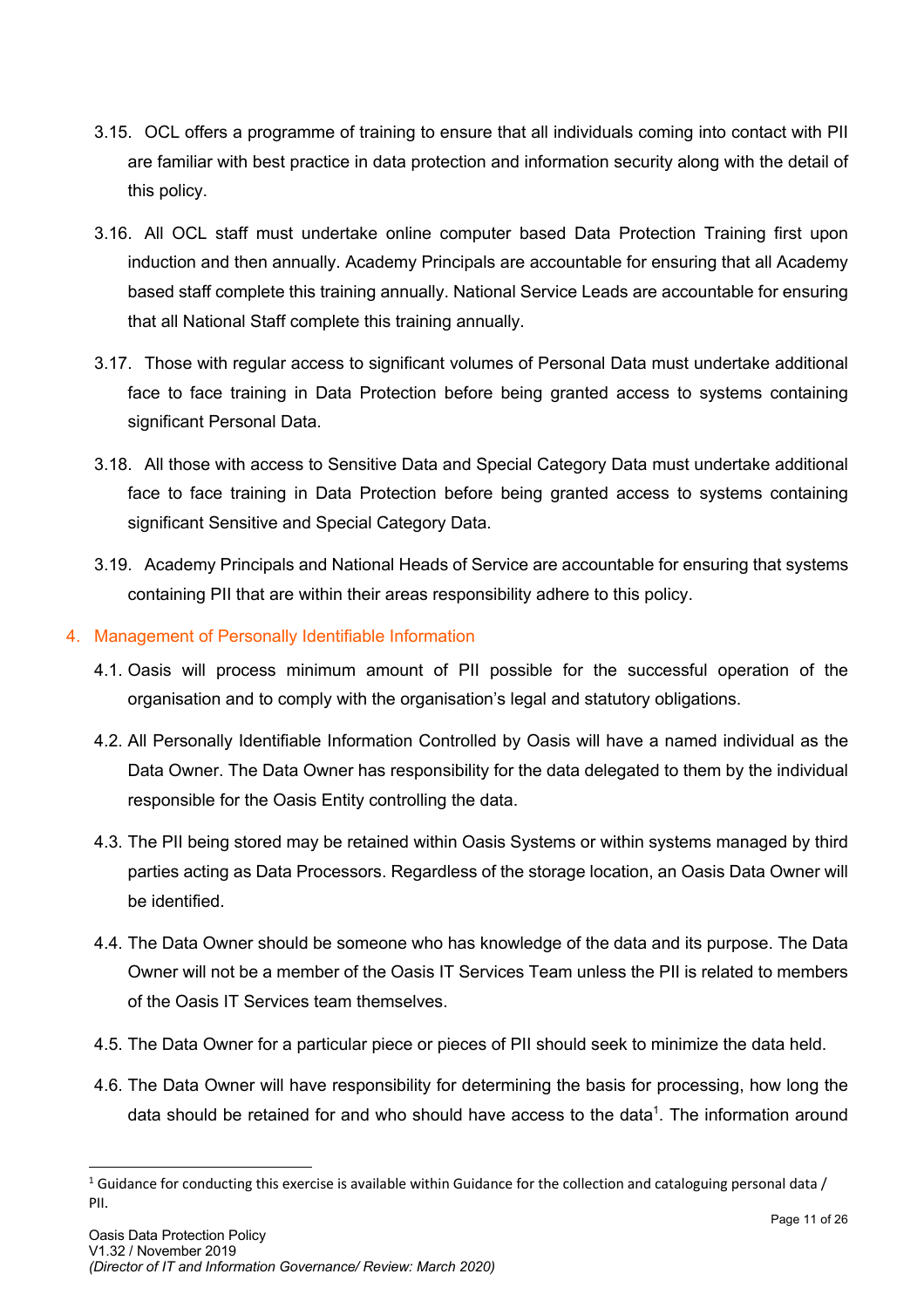3.15. OCL offers a programme of training to ensure that all individuals coming into contact with PII are familiar with best practice in data protection and information security along with the detail of this policy.

3.16. All OCL staff must undertake online computer based Data Protection Training first upon induction and then annually. Academy Principals are accountable for ensuring that all Academy based staff complete this training annually. National Service Leads are accountable for ensuring that all National Staff complete this training annually.

3.17. Those with regular access to significant volumes of Personal Data must undertake additional face to face training in Data Protection before being granted access to systems containing significant Personal Data.

3.18. All those with access to Sensitive Data and Special Category Data must undertake additional face to face training in Data Protection before being granted access to systems containing significant Sensitive and Special Category Data.

3.19. Academy Principals and National Heads of Service are accountable for ensuring that systems containing PII that are within their areas responsibility adhere to this policy.

## 4. Management of Personally Identifiable Information

4.1. Oasis will process minimum amount of PII possible for the successful operation of the organisation and to comply with the organisation's legal and statutory obligations.

4.2. All Personally Identifiable Information Controlled by Oasis will have a named individual as the Data Owner. The Data Owner has responsibility for the data delegated to them by the individual responsible for the Oasis Entity controlling the data.

4.3. The PII being stored may be retained within Oasis Systems or within systems managed by third parties acting as Data Processors. Regardless of the storage location, an Oasis Data Owner will be identified.

4.4. The Data Owner should be someone who has knowledge of the data and its purpose. The Data Owner will not be a member of the Oasis IT Services Team unless the PII is related to members of the Oasis IT Services team themselves.

4.5. The Data Owner for a particular piece or pieces of PII should seek to minimize the data held.

4.6. The Data Owner will have responsibility for determining the basis for processing, how long the data should be retained for and who should have access to the data[1]. The information around

[1] Guidance for conducting this exercise is available within Guidance for the collection and cataloguing personal data / PII.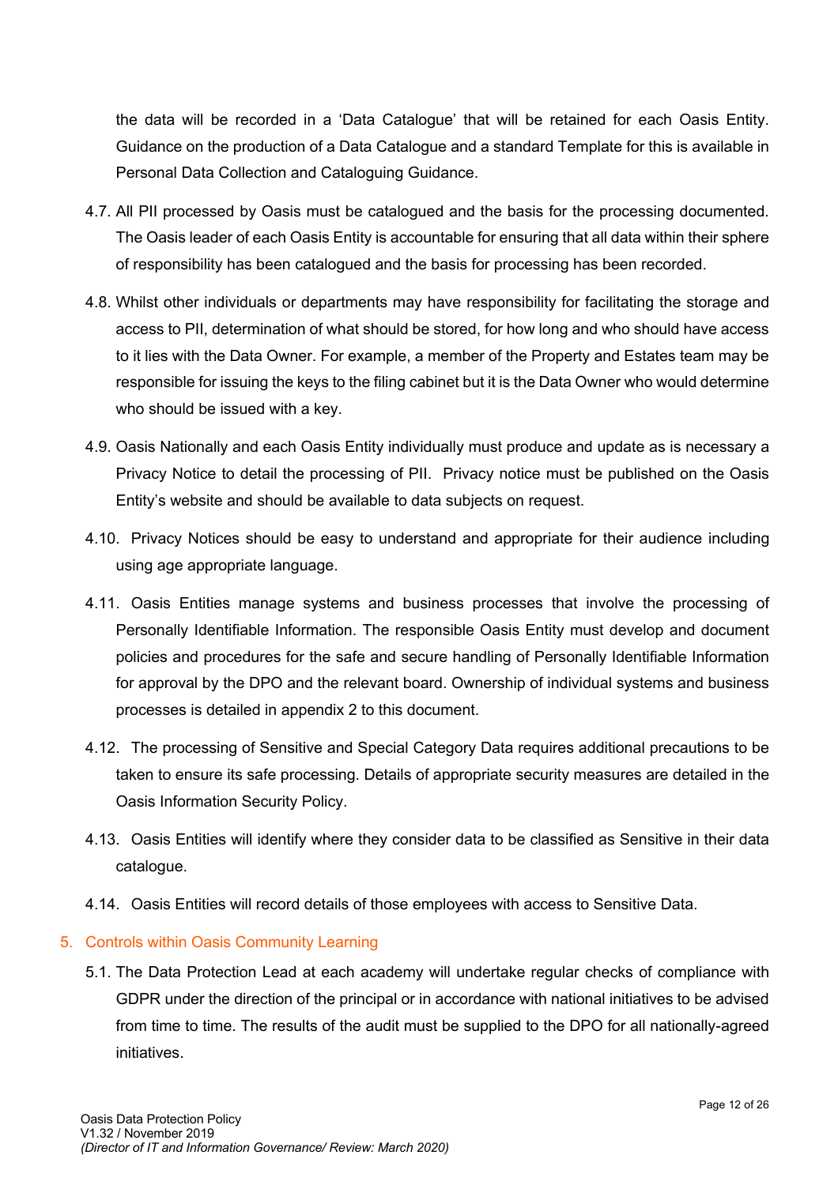the data will be recorded in a 'Data Catalogue' that will be retained for each Oasis Entity. Guidance on the production of a Data Catalogue and a standard Template for this is available in Personal Data Collection and Cataloguing Guidance.

4.7. All PII processed by Oasis must be catalogued and the basis for the processing documented. The Oasis leader of each Oasis Entity is accountable for ensuring that all data within their sphere of responsibility has been catalogued and the basis for processing has been recorded.

4.8. Whilst other individuals or departments may have responsibility for facilitating the storage and access to PII, determination of what should be stored, for how long and who should have access to it lies with the Data Owner. For example, a member of the Property and Estates team may be responsible for issuing the keys to the filing cabinet but it is the Data Owner who would determine who should be issued with a key.

4.9. Oasis Nationally and each Oasis Entity individually must produce and update as is necessary a Privacy Notice to detail the processing of PII. Privacy notice must be published on the Oasis Entity's website and should be available to data subjects on request.

4.10. Privacy Notices should be easy to understand and appropriate for their audience including using age appropriate language.

4.11. Oasis Entities manage systems and business processes that involve the processing of Personally Identifiable Information. The responsible Oasis Entity must develop and document policies and procedures for the safe and secure handling of Personally Identifiable Information for approval by the DPO and the relevant board. Ownership of individual systems and business processes is detailed in appendix 2 to this document.

4.12. The processing of Sensitive and Special Category Data requires additional precautions to be taken to ensure its safe processing. Details of appropriate security measures are detailed in the Oasis Information Security Policy.

4.13. Oasis Entities will identify where they consider data to be classified as Sensitive in their data catalogue.

4.14. Oasis Entities will record details of those employees with access to Sensitive Data.

## 5. Controls within Oasis Community Learning

5.1. The Data Protection Lead at each academy will undertake regular checks of compliance with GDPR under the direction of the principal or in accordance with national initiatives to be advised from time to time. The results of the audit must be supplied to the DPO for all nationally-agreed initiatives.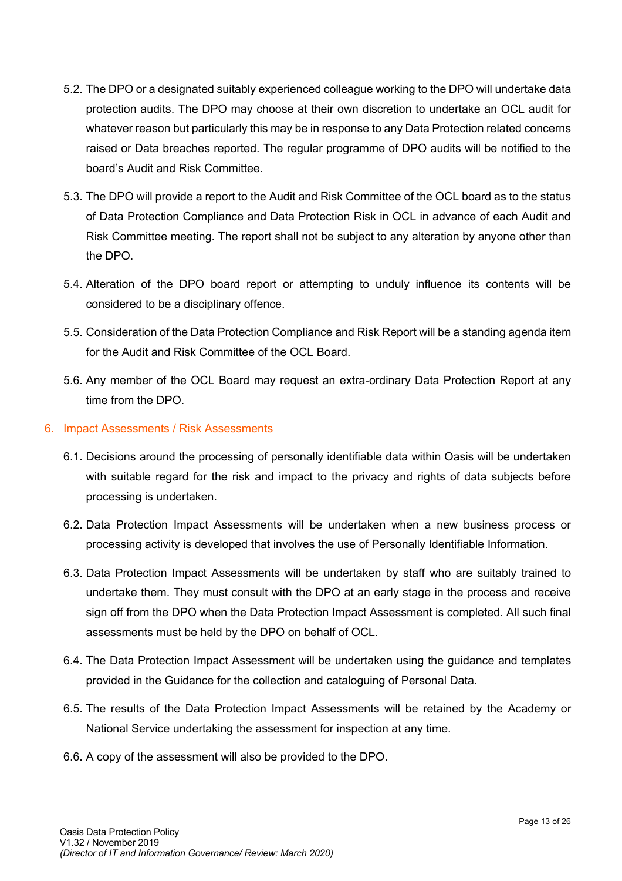5.2. The DPO or a designated suitably experienced colleague working to the DPO will undertake data protection audits. The DPO may choose at their own discretion to undertake an OCL audit for whatever reason but particularly this may be in response to any Data Protection related concerns raised or Data breaches reported. The regular programme of DPO audits will be notified to the board's Audit and Risk Committee.

5.3. The DPO will provide a report to the Audit and Risk Committee of the OCL board as to the status of Data Protection Compliance and Data Protection Risk in OCL in advance of each Audit and Risk Committee meeting. The report shall not be subject to any alteration by anyone other than the DPO.

5.4. Alteration of the DPO board report or attempting to unduly influence its contents will be considered to be a disciplinary offence.

5.5. Consideration of the Data Protection Compliance and Risk Report will be a standing agenda item for the Audit and Risk Committee of the OCL Board.

5.6. Any member of the OCL Board may request an extra-ordinary Data Protection Report at any time from the DPO.

## 6. Impact Assessments / Risk Assessments

6.1. Decisions around the processing of personally identifiable data within Oasis will be undertaken with suitable regard for the risk and impact to the privacy and rights of data subjects before processing is undertaken.

6.2. Data Protection Impact Assessments will be undertaken when a new business process or processing activity is developed that involves the use of Personally Identifiable Information.

6.3. Data Protection Impact Assessments will be undertaken by staff who are suitably trained to undertake them. They must consult with the DPO at an early stage in the process and receive sign off from the DPO when the Data Protection Impact Assessment is completed. All such final assessments must be held by the DPO on behalf of OCL.

6.4. The Data Protection Impact Assessment will be undertaken using the guidance and templates provided in the Guidance for the collection and cataloguing of Personal Data.

6.5. The results of the Data Protection Impact Assessments will be retained by the Academy or National Service undertaking the assessment for inspection at any time.

6.6. A copy of the assessment will also be provided to the DPO.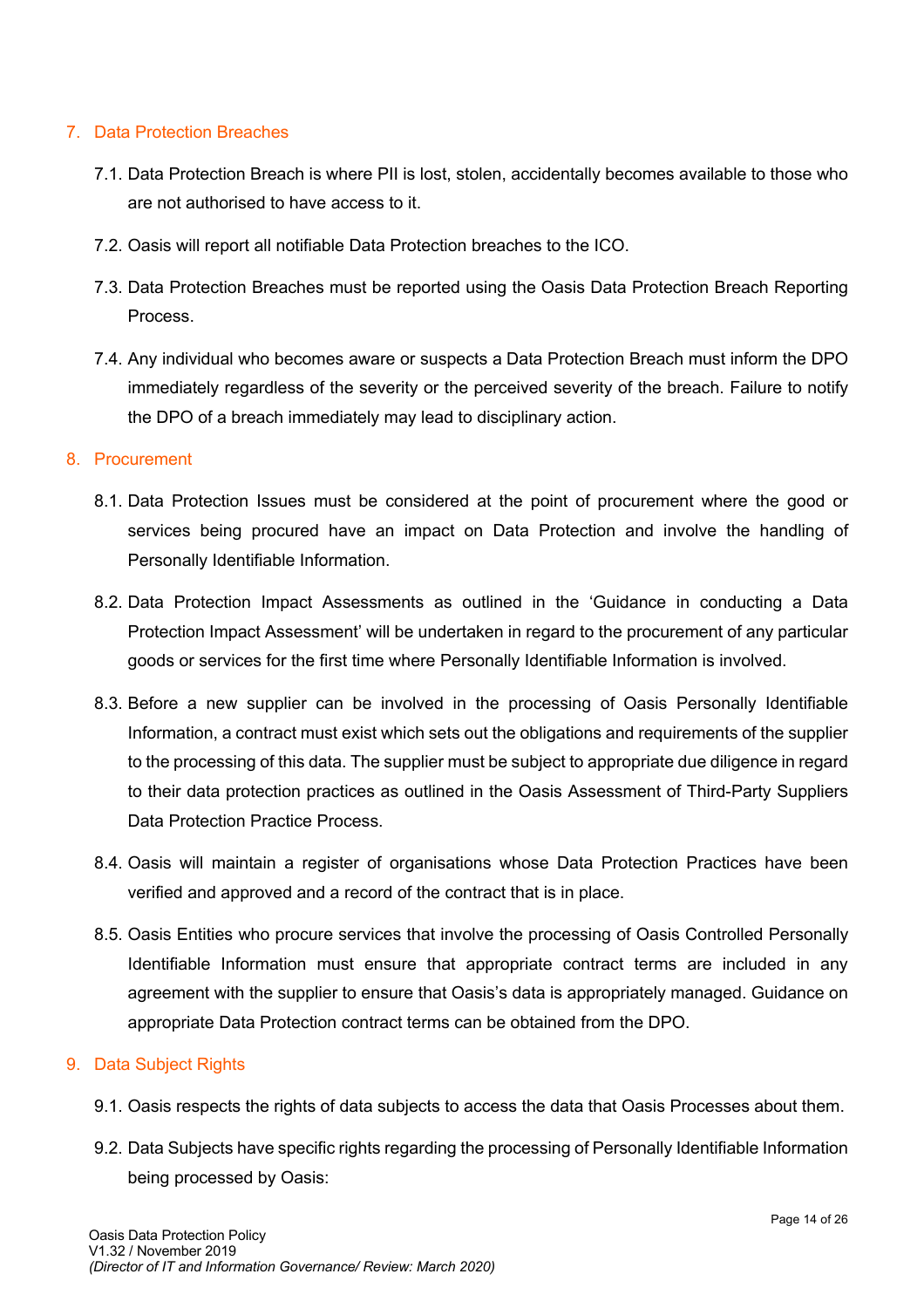## 7. Data Protection Breaches

7.1. Data Protection Breach is where PII is lost, stolen, accidentally becomes available to those who are not authorised to have access to it.

7.2. Oasis will report all notifiable Data Protection breaches to the ICO.

7.3. Data Protection Breaches must be reported using the Oasis Data Protection Breach Reporting Process.

7.4. Any individual who becomes aware or suspects a Data Protection Breach must inform the DPO immediately regardless of the severity or the perceived severity of the breach. Failure to notify the DPO of a breach immediately may lead to disciplinary action.

## 8. Procurement

8.1. Data Protection Issues must be considered at the point of procurement where the good or services being procured have an impact on Data Protection and involve the handling of Personally Identifiable Information.

8.2. Data Protection Impact Assessments as outlined in the 'Guidance in conducting a Data Protection Impact Assessment' will be undertaken in regard to the procurement of any particular goods or services for the first time where Personally Identifiable Information is involved.

8.3. Before a new supplier can be involved in the processing of Oasis Personally Identifiable Information, a contract must exist which sets out the obligations and requirements of the supplier to the processing of this data. The supplier must be subject to appropriate due diligence in regard to their data protection practices as outlined in the Oasis Assessment of Third-Party Suppliers Data Protection Practice Process.

8.4. Oasis will maintain a register of organisations whose Data Protection Practices have been verified and approved and a record of the contract that is in place.

8.5. Oasis Entities who procure services that involve the processing of Oasis Controlled Personally Identifiable Information must ensure that appropriate contract terms are included in any agreement with the supplier to ensure that Oasis's data is appropriately managed. Guidance on appropriate Data Protection contract terms can be obtained from the DPO.

## 9. Data Subject Rights

9.1. Oasis respects the rights of data subjects to access the data that Oasis Processes about them.

9.2. Data Subjects have specific rights regarding the processing of Personally Identifiable Information being processed by Oasis: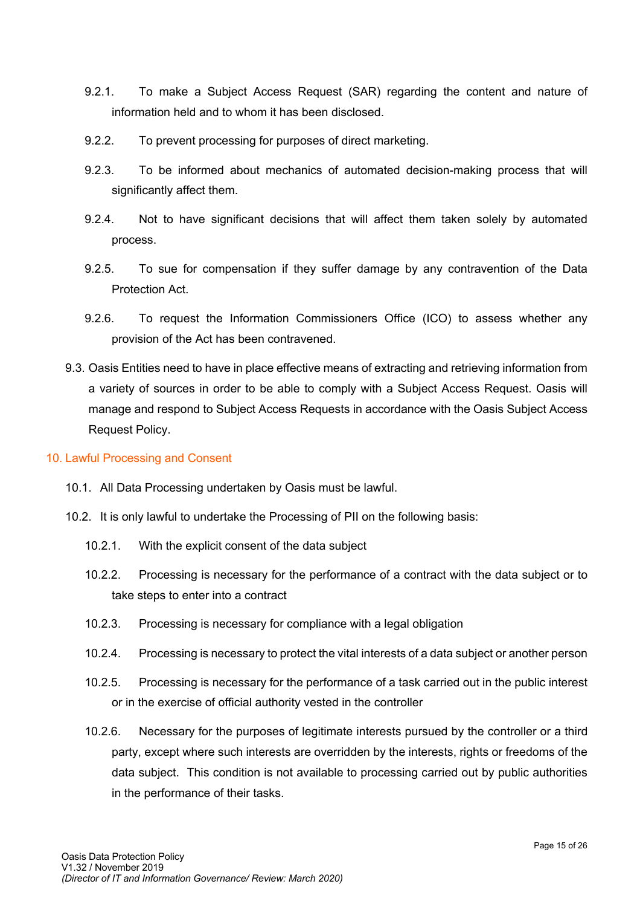9.2.1. To make a Subject Access Request (SAR) regarding the content and nature of information held and to whom it has been disclosed.

9.2.2. To prevent processing for purposes of direct marketing.

9.2.3. To be informed about mechanics of automated decision-making process that will significantly affect them.

9.2.4. Not to have significant decisions that will affect them taken solely by automated process.

9.2.5. To sue for compensation if they suffer damage by any contravention of the Data Protection Act.

9.2.6. To request the Information Commissioners Office (ICO) to assess whether any provision of the Act has been contravened.

9.3. Oasis Entities need to have in place effective means of extracting and retrieving information from a variety of sources in order to be able to comply with a Subject Access Request. Oasis will manage and respond to Subject Access Requests in accordance with the Oasis Subject Access Request Policy.

## 10. Lawful Processing and Consent

10.1. All Data Processing undertaken by Oasis must be lawful.

10.2. It is only lawful to undertake the Processing of PII on the following basis:

10.2.1. With the explicit consent of the data subject

10.2.2. Processing is necessary for the performance of a contract with the data subject or to take steps to enter into a contract

10.2.3. Processing is necessary for compliance with a legal obligation

10.2.4. Processing is necessary to protect the vital interests of a data subject or another person

10.2.5. Processing is necessary for the performance of a task carried out in the public interest or in the exercise of official authority vested in the controller

10.2.6. Necessary for the purposes of legitimate interests pursued by the controller or a third party, except where such interests are overridden by the interests, rights or freedoms of the data subject. This condition is not available to processing carried out by public authorities in the performance of their tasks.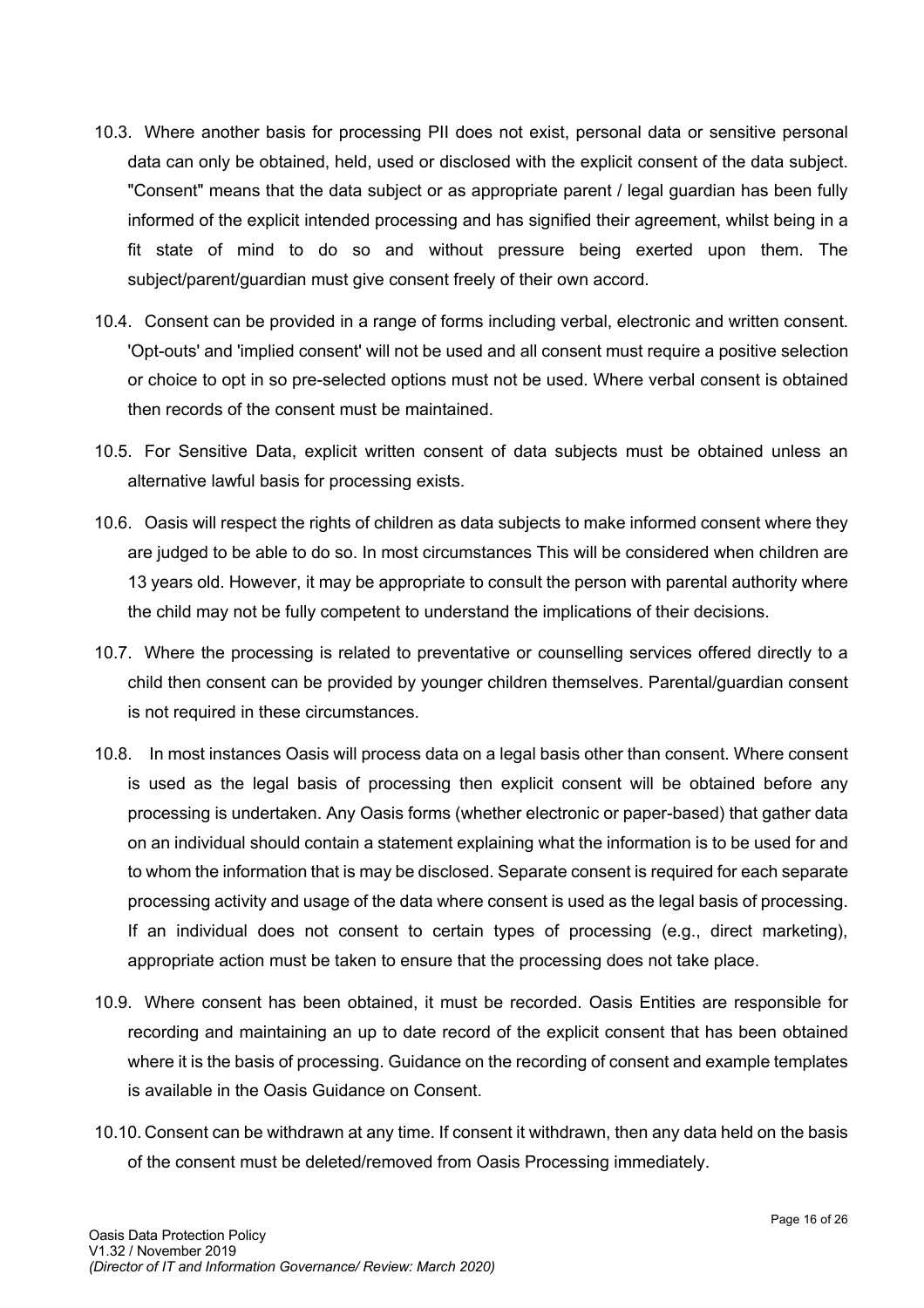10.3. Where another basis for processing PII does not exist, personal data or sensitive personal data can only be obtained, held, used or disclosed with the explicit consent of the data subject. "Consent" means that the data subject or as appropriate parent / legal guardian has been fully informed of the explicit intended processing and has signified their agreement, whilst being in a fit state of mind to do so and without pressure being exerted upon them. The subject/parent/guardian must give consent freely of their own accord.

10.4. Consent can be provided in a range of forms including verbal, electronic and written consent. 'Opt-outs' and 'implied consent' will not be used and all consent must require a positive selection or choice to opt in so pre-selected options must not be used. Where verbal consent is obtained then records of the consent must be maintained.

10.5. For Sensitive Data, explicit written consent of data subjects must be obtained unless an alternative lawful basis for processing exists.

10.6. Oasis will respect the rights of children as data subjects to make informed consent where they are judged to be able to do so. In most circumstances This will be considered when children are 13 years old. However, it may be appropriate to consult the person with parental authority where the child may not be fully competent to understand the implications of their decisions.

10.7. Where the processing is related to preventative or counselling services offered directly to a child then consent can be provided by younger children themselves. Parental/guardian consent is not required in these circumstances.

10.8. In most instances Oasis will process data on a legal basis other than consent. Where consent is used as the legal basis of processing then explicit consent will be obtained before any processing is undertaken. Any Oasis forms (whether electronic or paper-based) that gather data on an individual should contain a statement explaining what the information is to be used for and to whom the information that is may be disclosed. Separate consent is required for each separate processing activity and usage of the data where consent is used as the legal basis of processing. If an individual does not consent to certain types of processing (e.g., direct marketing), appropriate action must be taken to ensure that the processing does not take place.

10.9. Where consent has been obtained, it must be recorded. Oasis Entities are responsible for recording and maintaining an up to date record of the explicit consent that has been obtained where it is the basis of processing. Guidance on the recording of consent and example templates is available in the Oasis Guidance on Consent.

10.10. Consent can be withdrawn at any time. If consent it withdrawn, then any data held on the basis of the consent must be deleted/removed from Oasis Processing immediately.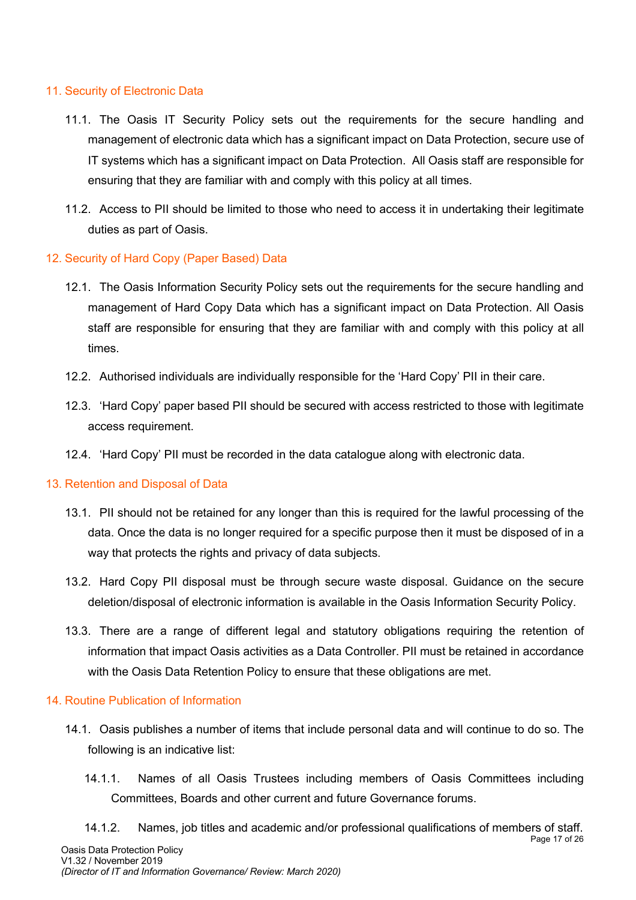## 11. Security of Electronic Data

11.1. The Oasis IT Security Policy sets out the requirements for the secure handling and management of electronic data which has a significant impact on Data Protection, secure use of IT systems which has a significant impact on Data Protection. All Oasis staff are responsible for ensuring that they are familiar with and comply with this policy at all times.

11.2. Access to PII should be limited to those who need to access it in undertaking their legitimate duties as part of Oasis.

## 12. Security of Hard Copy (Paper Based) Data

12.1. The Oasis Information Security Policy sets out the requirements for the secure handling and management of Hard Copy Data which has a significant impact on Data Protection. All Oasis staff are responsible for ensuring that they are familiar with and comply with this policy at all times.

12.2. Authorised individuals are individually responsible for the 'Hard Copy' PII in their care.

12.3. 'Hard Copy' paper based PII should be secured with access restricted to those with legitimate access requirement.

12.4. 'Hard Copy' PII must be recorded in the data catalogue along with electronic data.

## 13. Retention and Disposal of Data

13.1. PII should not be retained for any longer than this is required for the lawful processing of the data. Once the data is no longer required for a specific purpose then it must be disposed of in a way that protects the rights and privacy of data subjects.

13.2. Hard Copy PII disposal must be through secure waste disposal. Guidance on the secure deletion/disposal of electronic information is available in the Oasis Information Security Policy.

13.3. There are a range of different legal and statutory obligations requiring the retention of information that impact Oasis activities as a Data Controller. PII must be retained in accordance with the Oasis Data Retention Policy to ensure that these obligations are met.

## 14. Routine Publication of Information

14.1. Oasis publishes a number of items that include personal data and will continue to do so. The following is an indicative list:

14.1.1. Names of all Oasis Trustees including members of Oasis Committees including Committees, Boards and other current and future Governance forums.

14.1.2. Names, job titles and academic and/or professional qualifications of members of staff.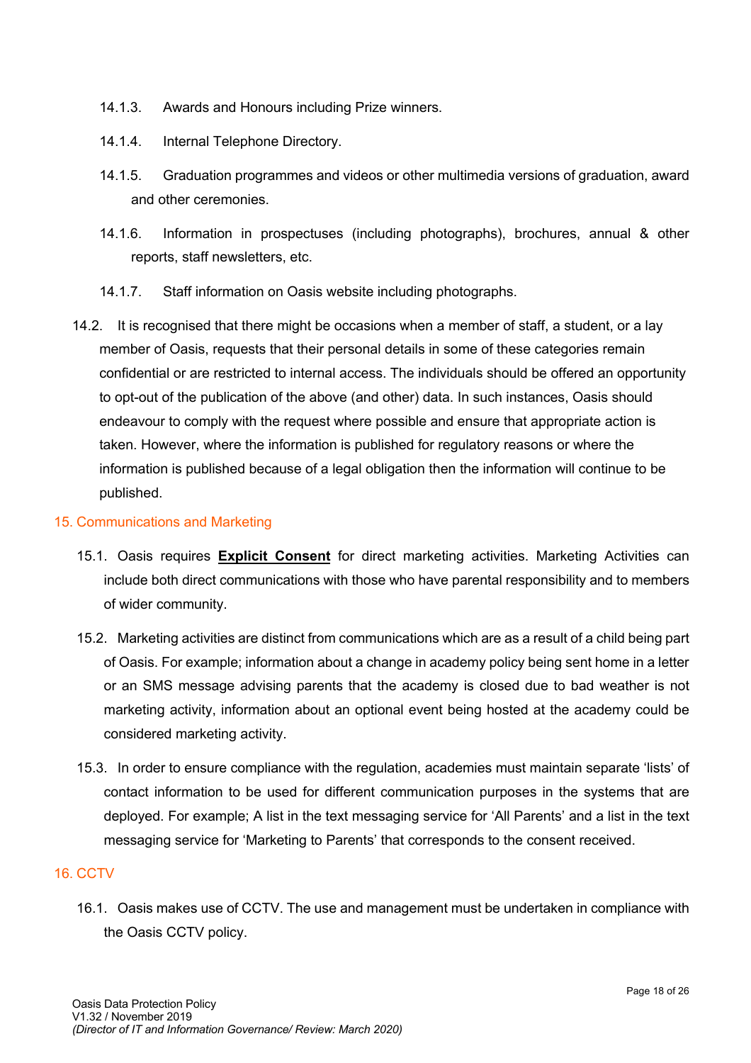14.1.3. Awards and Honours including Prize winners.

14.1.4. Internal Telephone Directory.

14.1.5. Graduation programmes and videos or other multimedia versions of graduation, award and other ceremonies.

14.1.6. Information in prospectuses (including photographs), brochures, annual & other reports, staff newsletters, etc.

14.1.7. Staff information on Oasis website including photographs.

14.2. It is recognised that there might be occasions when a member of staff, a student, or a lay member of Oasis, requests that their personal details in some of these categories remain confidential or are restricted to internal access. The individuals should be offered an opportunity to opt-out of the publication of the above (and other) data. In such instances, Oasis should endeavour to comply with the request where possible and ensure that appropriate action is taken. However, where the information is published for regulatory reasons or where the information is published because of a legal obligation then the information will continue to be published.

## 15. Communications and Marketing

15.1. Oasis requires **Explicit Consent** for direct marketing activities. Marketing Activities can include both direct communications with those who have parental responsibility and to members of wider community.

15.2. Marketing activities are distinct from communications which are as a result of a child being part of Oasis. For example; information about a change in academy policy being sent home in a letter or an SMS message advising parents that the academy is closed due to bad weather is not marketing activity, information about an optional event being hosted at the academy could be considered marketing activity.

15.3. In order to ensure compliance with the regulation, academies must maintain separate 'lists' of contact information to be used for different communication purposes in the systems that are deployed. For example; A list in the text messaging service for 'All Parents' and a list in the text messaging service for 'Marketing to Parents' that corresponds to the consent received.

## 16. CCTV

16.1. Oasis makes use of CCTV. The use and management must be undertaken in compliance with the Oasis CCTV policy.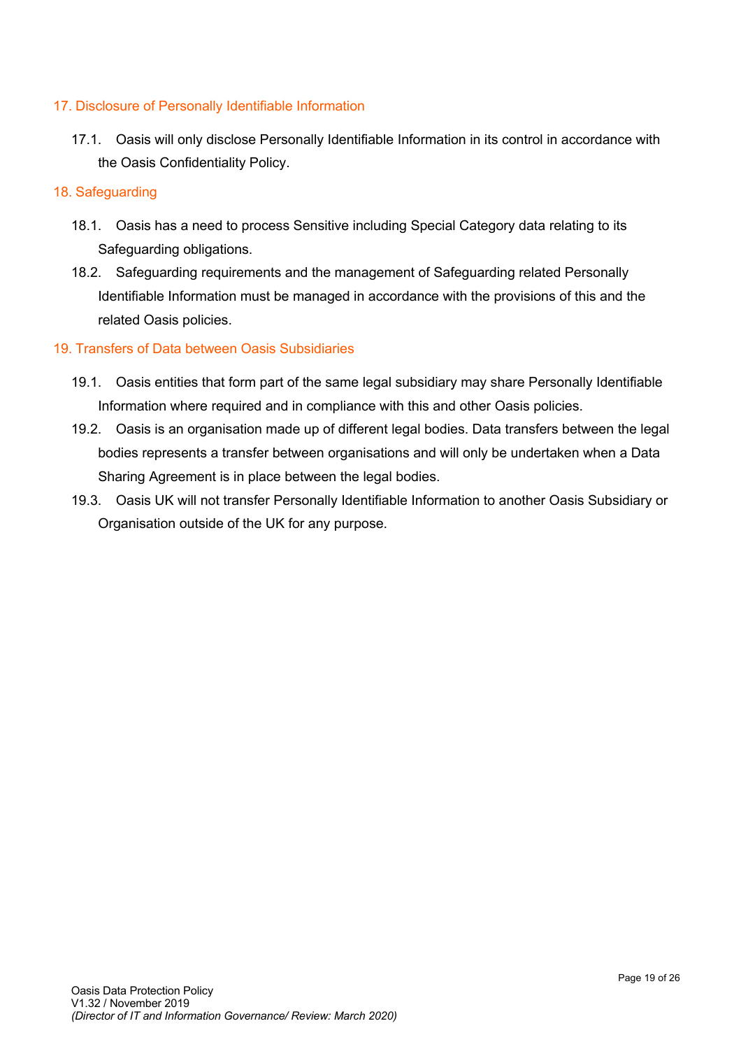## 17. Disclosure of Personally Identifiable Information

17.1. Oasis will only disclose Personally Identifiable Information in its control in accordance with the Oasis Confidentiality Policy.

## 18. Safeguarding

18.1. Oasis has a need to process Sensitive including Special Category data relating to its Safeguarding obligations.

18.2. Safeguarding requirements and the management of Safeguarding related Personally Identifiable Information must be managed in accordance with the provisions of this and the related Oasis policies.

## 19. Transfers of Data between Oasis Subsidiaries

19.1. Oasis entities that form part of the same legal subsidiary may share Personally Identifiable Information where required and in compliance with this and other Oasis policies.

19.2. Oasis is an organisation made up of different legal bodies. Data transfers between the legal bodies represents a transfer between organisations and will only be undertaken when a Data Sharing Agreement is in place between the legal bodies.

19.3. Oasis UK will not transfer Personally Identifiable Information to another Oasis Subsidiary or Organisation outside of the UK for any purpose.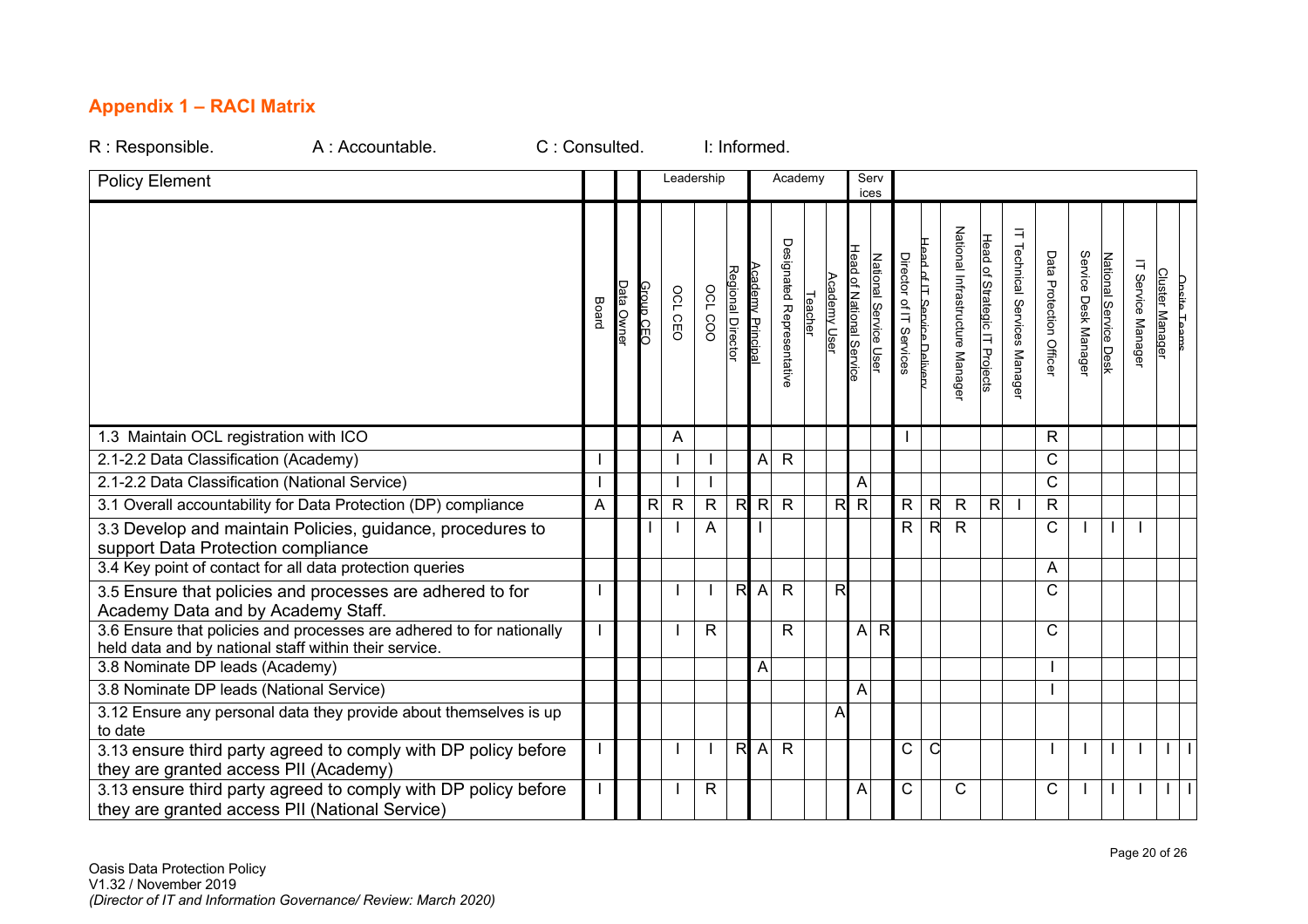## Appendix 1 – RACI Matrix

R : Responsible. A : Accountable. C : Consulted. I: Informed.

| Policy Element | | | | Leadership | | | Academy | | | | Services | | | | | | | | | | | | |
|---|---|---|---|---|---|---|---|---|---|---|---|---|---|---|---|---|---|---|---|---|---|---|---|
| | Board | Data Owner | Group CEO | OCL CEO | OCL COO | Regional Director | Academy Principal | Designated Representative | Teacher | Academy User | Head of National Service | National Service User | Director of IT Services | Head of IT Service Delivery | National Infrastructure Manager | Head of Strategic IT Projects | IT Technical Services Manager | Data Protection Officer | Service Desk Manager | National Service Desk | IT Service Manager | Cluster Manager | Onsite Teams |
| 1.3 Maintain OCL registration with ICO | | | | A | | | | | | | | | I | | | | | R | | | | | |
| 2.1-2.2 Data Classification (Academy) | I | | | I | I | | A | R | | | | | | | | | | C | | | | | |
| 2.1-2.2 Data Classification (National Service) | I | | | I | I | | | | | | A | | | | | | | C | | | | | |
| 3.1 Overall accountability for Data Protection (DP) compliance | A | | R | R | R | R | R | R | | R | R | | R | R | R | R | I | R | | | | | |
| 3.3 Develop and maintain Policies, guidance, procedures to support Data Protection compliance | | | I | I | A | | I | | | | | | R | R | R | | | C | I | I | I | | |
| 3.4 Key point of contact for all data protection queries | | | | | | | | | | | | | | | | | | A | | | | | |
| 3.5 Ensure that policies and processes are adhered to for Academy Data and by Academy Staff. | I | | | I | I | R | A | R | | R | | | | | | | | C | | | | | |
| 3.6 Ensure that policies and processes are adhered to for nationally held data and by national staff within their service. | I | | | I | R | | | R | | | A | R | | | | | | C | | | | | |
| 3.8 Nominate DP leads (Academy) | | | | | | | A | | | | | | | | | | | I | | | | | |
| 3.8 Nominate DP leads (National Service) | | | | | | | | | | | A | | | | | | | I | | | | | |
| 3.12 Ensure any personal data they provide about themselves is up to date | | | | | | | | | | A | | | | | | | | | | | | | |
| 3.13 ensure third party agreed to comply with DP policy before they are granted access PII (Academy) | I | | | I | I | R | A | R | | | | | C | C | | | | I | I | I | I | I | I |
| 3.13 ensure third party agreed to comply with DP policy before they are granted access PII (National Service) | I | | | I | R | | | | | | A | | C | | C | | | C | I | I | I | I | I |

Oasis Data Protection Policy
V1.32 / November 2019
*(Director of IT and Information Governance/ Review: March 2020)*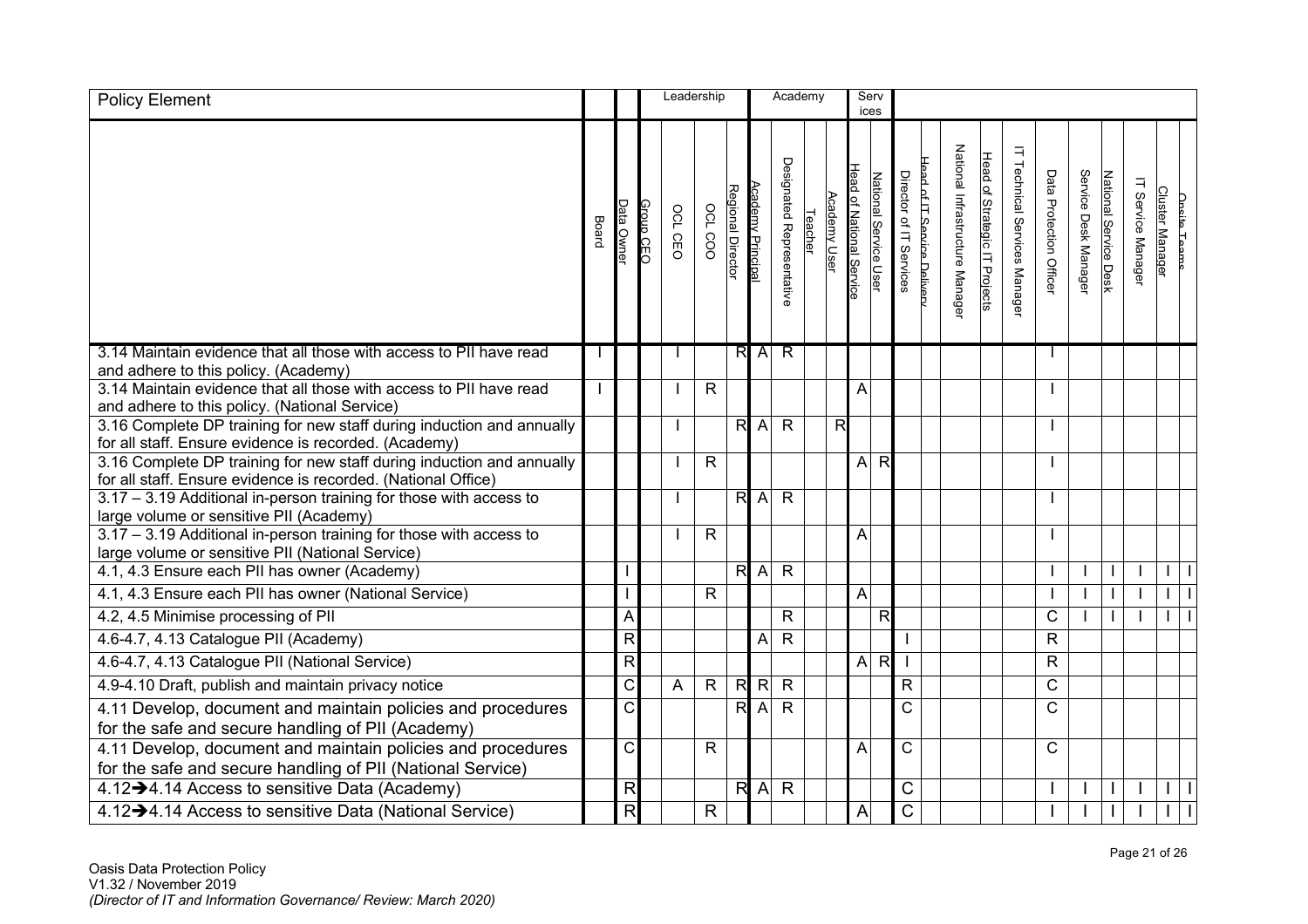| Policy Element | | | Leadership | | | | Academy | | | | Services | | | | | | | | | | | | |
|---|---|---|---|---|---|---|---|---|---|---|---|---|---|---|---|---|---|---|---|---|---|---|---|
| | Board | Data Owner | Group CEO | OCL CEO | OCL COO | Regional Director | Academy Principal | Designated Representative | Teacher | Academy User | Head of National Service | National Service User | Director of IT Services | Head of IT Service Delivery | National Infrastructure Manager | Head of Strategic IT Projects | IT Technical Services Manager | Data Protection Officer | Service Desk Manager | National Service Desk | IT Service Manager | Cluster Manager | Oasis Teams |
| 3.14 Maintain evidence that all those with access to PII have read and adhere to this policy. (Academy) | I | | | I | | R | A | R | | | | | | | | | | I | | | | | |
| 3.14 Maintain evidence that all those with access to PII have read and adhere to this policy. (National Service) | I | | | I | R | | | | | | A | | | | | | | I | | | | | |
| 3.16 Complete DP training for new staff during induction and annually for all staff. Ensure evidence is recorded. (Academy) | | | | I | | R | A | R | | R | | | | | | | | I | | | | | |
| 3.16 Complete DP training for new staff during induction and annually for all staff. Ensure evidence is recorded. (National Office) | | | | I | R | | | | | | A | R | | | | | | I | | | | | |
| 3.17 – 3.19 Additional in-person training for those with access to large volume or sensitive PII (Academy) | | | | I | | R | A | R | | | | | | | | | | I | | | | | |
| 3.17 – 3.19 Additional in-person training for those with access to large volume or sensitive PII (National Service) | | | | I | R | | | | | | A | | | | | | | I | | | | | |
| 4.1, 4.3 Ensure each PII has owner (Academy) | | I | | | | R | A | R | | | | | | | | | | I | I | I | I | I | I |
| 4.1, 4.3 Ensure each PII has owner (National Service) | | I | | | R | | | | | | A | | | | | | | I | I | I | I | I | I |
| 4.2, 4.5 Minimise processing of PII | | A | | | | | | R | | | | R | | | | | | C | I | I | I | I | I |
| 4.6-4.7, 4.13 Catalogue PII (Academy) | | R | | | | | A | R | | | | | I | | | | | R | | | | | |
| 4.6-4.7, 4.13 Catalogue PII (National Service) | | R | | | | | | | | | A | R | I | | | | | R | | | | | |
| 4.9-4.10 Draft, publish and maintain privacy notice | | C | | A | R | R | R | R | | | | | R | | | | | C | | | | | |
| 4.11 Develop, document and maintain policies and procedures for the safe and secure handling of PII (Academy) | | C | | | | R | A | R | | | | | C | | | | | C | | | | | |
| 4.11 Develop, document and maintain policies and procedures for the safe and secure handling of PII (National Service) | | C | | | R | | | | | | A | | C | | | | | C | | | | | |
| 4.12→4.14 Access to sensitive Data (Academy) | | R | | | | R | A | R | | | | | C | | | | | I | I | I | I | I | I |
| 4.12→4.14 Access to sensitive Data (National Service) | | R | | | R | | | | | | A | | C | | | | | I | I | I | I | I | I |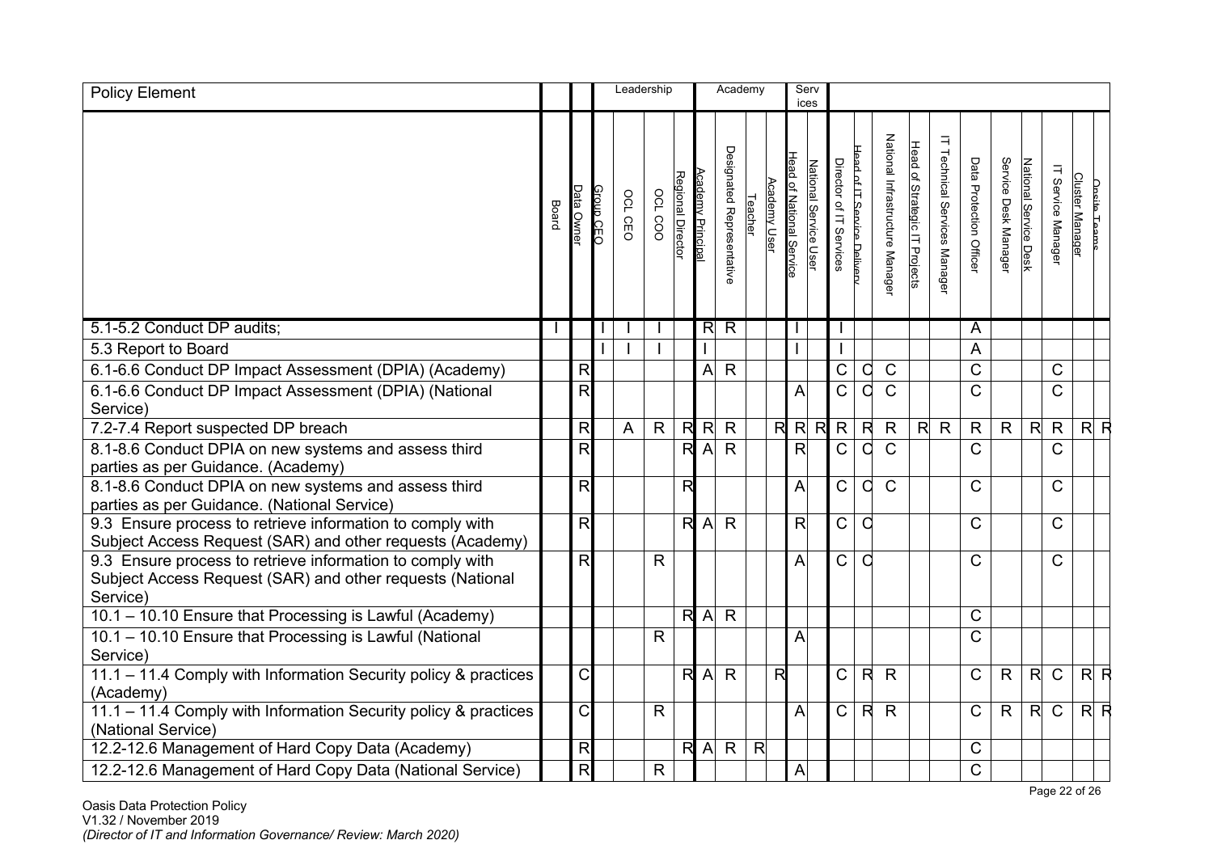| Policy Element | | | Leadership | | | | Academy | | | | Services | | | | | | | | | | | | |
|---|---|---|---|---|---|---|---|---|---|---|---|---|---|---|---|---|---|---|---|---|---|---|---|
| | Board | Data Owner | Group CEO | OCL CEO | OCL COO | Regional Director | Academy Principal | Designated Representative | Teacher | Academy User | Head of National Service | National Service User | Director of IT Services | Head of IT Service Delivery | National Infrastructure Manager | Head of Strategic IT Projects | IT Technical Services Manager | Data Protection Officer | Service Desk Manager | National Service Desk | IT Service Manager | Cluster Manager | Oasis Teams |
| 5.1-5.2 Conduct DP audits; | I | | I | I | I | | R | R | | | I | | I | | | | | A | | | | | |
| 5.3 Report to Board | | | I | I | I | | I | | | | I | | I | | | | | A | | | | | |
| 6.1-6.6 Conduct DP Impact Assessment (DPIA) (Academy) | | R | | | | | A | R | | | | | C | C | C | | | C | | | C | | |
| 6.1-6.6 Conduct DP Impact Assessment (DPIA) (National Service) | | R | | | | | | | | | A | | C | C | C | | | C | | | C | | |
| 7.2-7.4 Report suspected DP breach | | R | | A | R | R | R | R | | R | R | R | R | R | R | R | R | R | R | R | R | R | R |
| 8.1-8.6 Conduct DPIA on new systems and assess third parties as per Guidance. (Academy) | | R | | | | R | A | R | | | R | | C | C | C | | | C | | | C | | |
| 8.1-8.6 Conduct DPIA on new systems and assess third parties as per Guidance. (National Service) | | R | | | | R | | | | | A | | C | C | C | | | C | | | C | | |
| 9.3 Ensure process to retrieve information to comply with Subject Access Request (SAR) and other requests (Academy) | | R | | | | R | A | R | | | R | | C | C | | | | C | | | C | | |
| 9.3 Ensure process to retrieve information to comply with Subject Access Request (SAR) and other requests (National Service) | | R | | | R | | | | | | A | | C | C | | | | C | | | C | | |
| 10.1 – 10.10 Ensure that Processing is Lawful (Academy) | | | | | | R | A | R | | | | | | | | | | C | | | | | |
| 10.1 – 10.10 Ensure that Processing is Lawful (National Service) | | | | | R | | | | | | A | | | | | | | C | | | | | |
| 11.1 – 11.4 Comply with Information Security policy & practices (Academy) | | C | | | | R | A | R | | R | | | C | R | R | | | C | R | R | C | R | R |
| 11.1 – 11.4 Comply with Information Security policy & practices (National Service) | | C | | | R | | | | | | A | | C | R | R | | | C | R | R | C | R | R |
| 12.2-12.6 Management of Hard Copy Data (Academy) | | R | | | | R | A | R | R | | | | | | | | | C | | | | | |
| 12.2-12.6 Management of Hard Copy Data (National Service) | | R | | | R | | | | | | A | | | | | | | C | | | | | |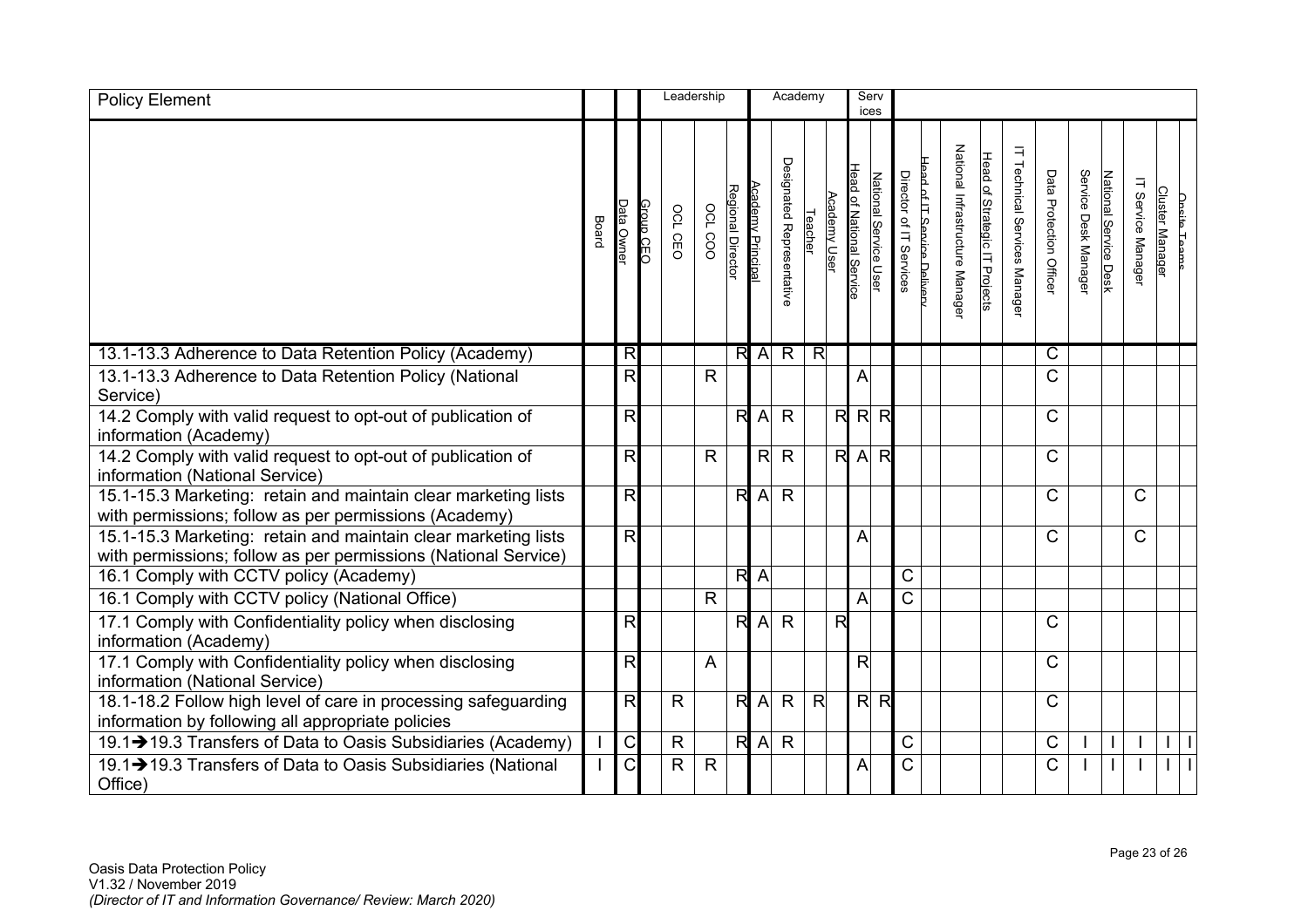| Policy Element | | | Leadership | | | | Academy | | | | Services | | | | | | | | | | | | |
|---|---|---|---|---|---|---|---|---|---|---|---|---|---|---|---|---|---|---|---|---|---|---|---|
| | Board | Data Owner | Group CEO | OCL CEO | OCL COO | Regional Director | Academy Principal | Designated Representative | Teacher | Academy User | Head of National Service | National Service User | Director of IT Services | Head of IT Service Delivery | National Infrastructure Manager | Head of Strategic IT Projects | IT Technical Services Manager | Data Protection Officer | Service Desk Manager | National Service Desk | IT Service Manager | Cluster Manager | Oasis Teams |
| 13.1-13.3 Adherence to Data Retention Policy (Academy) | | R | | | | R | A | R | R | | | | | | | | | C | | | | | |
| 13.1-13.3 Adherence to Data Retention Policy (National Service) | | R | | | R | | | | | | A | | | | | | | C | | | | | |
| 14.2 Comply with valid request to opt-out of publication of information (Academy) | | R | | | | R | A | R | | R | R | R | | | | | | C | | | | | |
| 14.2 Comply with valid request to opt-out of publication of information (National Service) | | R | | | R | | R | R | | R | A | R | | | | | | C | | | | | |
| 15.1-15.3 Marketing: retain and maintain clear marketing lists with permissions; follow as per permissions (Academy) | | R | | | | R | A | R | | | | | | | | | | C | | | C | | |
| 15.1-15.3 Marketing: retain and maintain clear marketing lists with permissions; follow as per permissions (National Service) | | R | | | | | | | | | A | | | | | | | C | | | C | | |
| 16.1 Comply with CCTV policy (Academy) | | | | | | R | A | | | | | | C | | | | | | | | | | |
| 16.1 Comply with CCTV policy (National Office) | | | | | R | | | | | | A | | C | | | | | | | | | | |
| 17.1 Comply with Confidentiality policy when disclosing information (Academy) | | R | | | | R | A | R | | R | | | | | | | | C | | | | | |
| 17.1 Comply with Confidentiality policy when disclosing information (National Service) | | R | | | A | | | | | | R | | | | | | | C | | | | | |
| 18.1-18.2 Follow high level of care in processing safeguarding information by following all appropriate policies | | R | | R | | R | A | R | R | | R | R | | | | | | C | | | | | |
| 19.1→19.3 Transfers of Data to Oasis Subsidiaries (Academy) | I | C | | R | | R | A | R | | | | | C | | | | | C | I | I | I | I | I |
| 19.1→19.3 Transfers of Data to Oasis Subsidiaries (National Office) | I | C | | R | R | | | | | | A | | C | | | | | C | I | I | I | I | I |

Oasis Data Protection Policy
V1.32 / November 2019
*(Director of IT and Information Governance/ Review: March 2020)*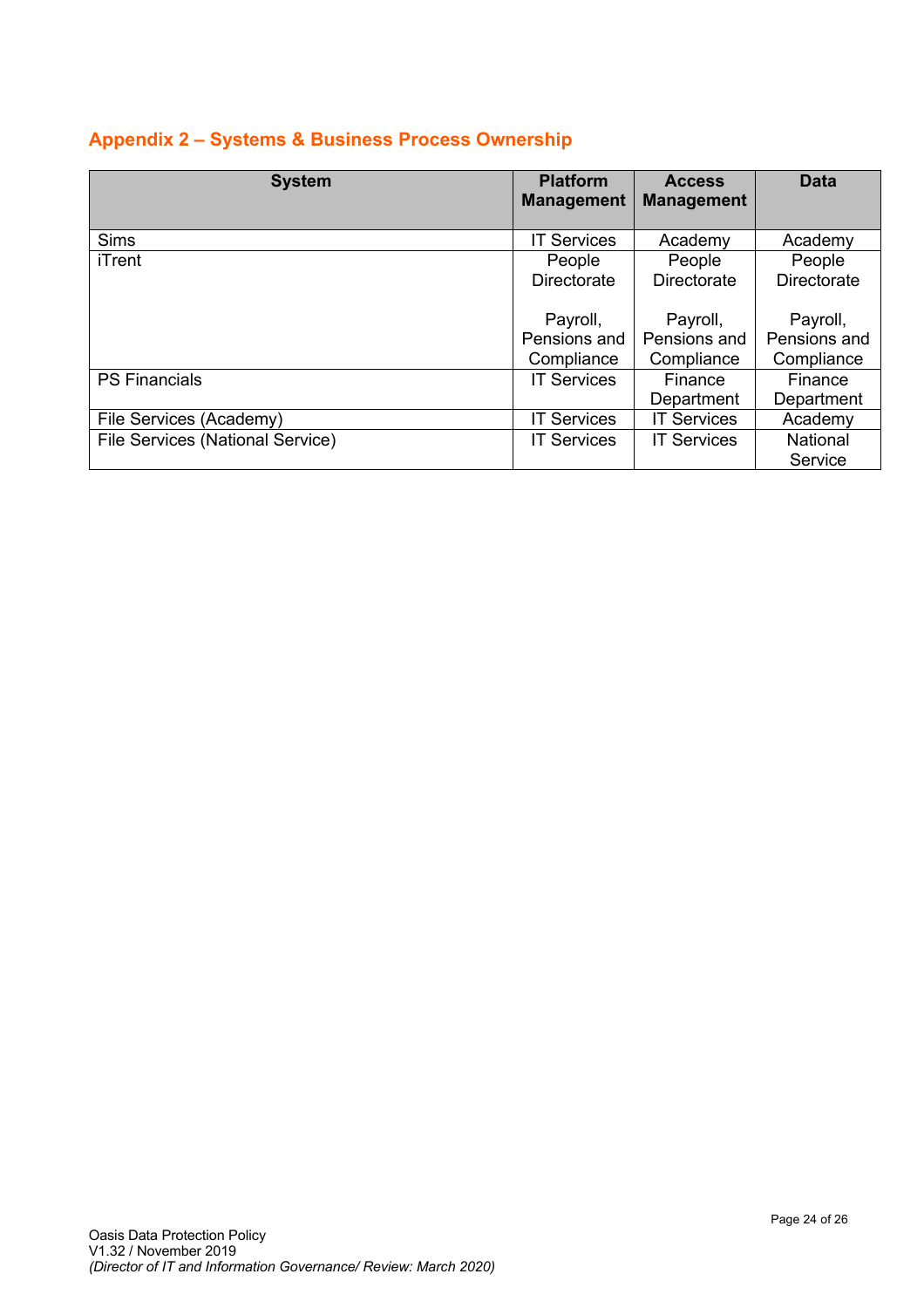## Appendix 2 – Systems & Business Process Ownership

| System | Platform Management | Access Management | Data |
|---|---|---|---|
| Sims | IT Services | Academy | Academy |
| iTrent | People Directorate<br><br>Payroll, Pensions and Compliance | People Directorate<br><br>Payroll, Pensions and Compliance | People Directorate<br><br>Payroll, Pensions and Compliance |
| PS Financials | IT Services | Finance Department | Finance Department |
| File Services (Academy) | IT Services | IT Services | Academy |
| File Services (National Service) | IT Services | IT Services | National Service |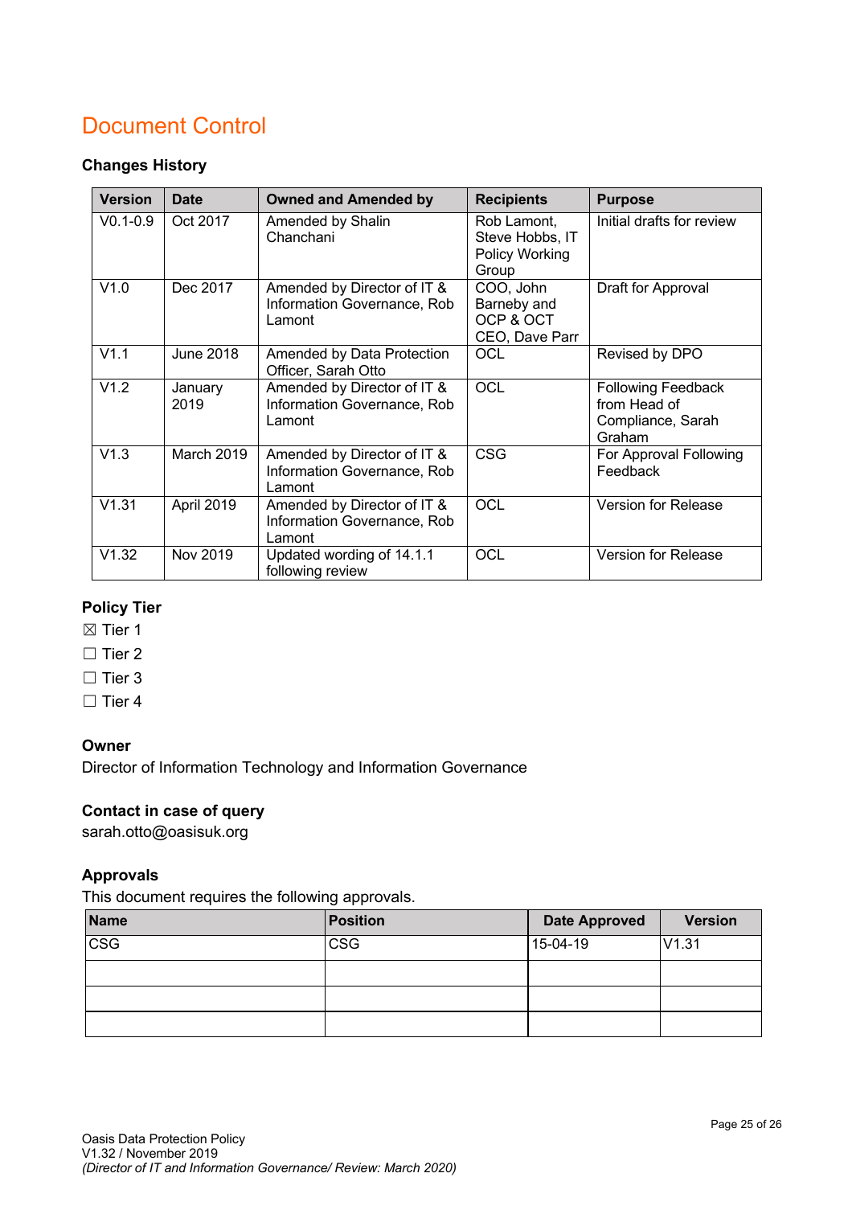# Document Control

### Changes History

| Version | Date | Owned and Amended by | Recipients | Purpose |
|---|---|---|---|---|
| V0.1-0.9 | Oct 2017 | Amended by Shalin Chanchani | Rob Lamont, Steve Hobbs, IT Policy Working Group | Initial drafts for review |
| V1.0 | Dec 2017 | Amended by Director of IT & Information Governance, Rob Lamont | COO, John Barneby and OCP & OCT CEO, Dave Parr | Draft for Approval |
| V1.1 | June 2018 | Amended by Data Protection Officer, Sarah Otto | OCL | Revised by DPO |
| V1.2 | January 2019 | Amended by Director of IT & Information Governance, Rob Lamont | OCL | Following Feedback from Head of Compliance, Sarah Graham |
| V1.3 | March 2019 | Amended by Director of IT & Information Governance, Rob Lamont | CSG | For Approval Following Feedback |
| V1.31 | April 2019 | Amended by Director of IT & Information Governance, Rob Lamont | OCL | Version for Release |
| V1.32 | Nov 2019 | Updated wording of 14.1.1 following review | OCL | Version for Release |

### Policy Tier

☒ Tier 1

☐ Tier 2

☐ Tier 3

☐ Tier 4

### Owner

Director of Information Technology and Information Governance

### Contact in case of query

sarah.otto@oasisuk.org

### Approvals

This document requires the following approvals.

| Name | Position | Date Approved | Version |
|---|---|---|---|
| CSG | CSG | 15-04-19 | V1.31 |
| | | | |
| | | | |
| | | | |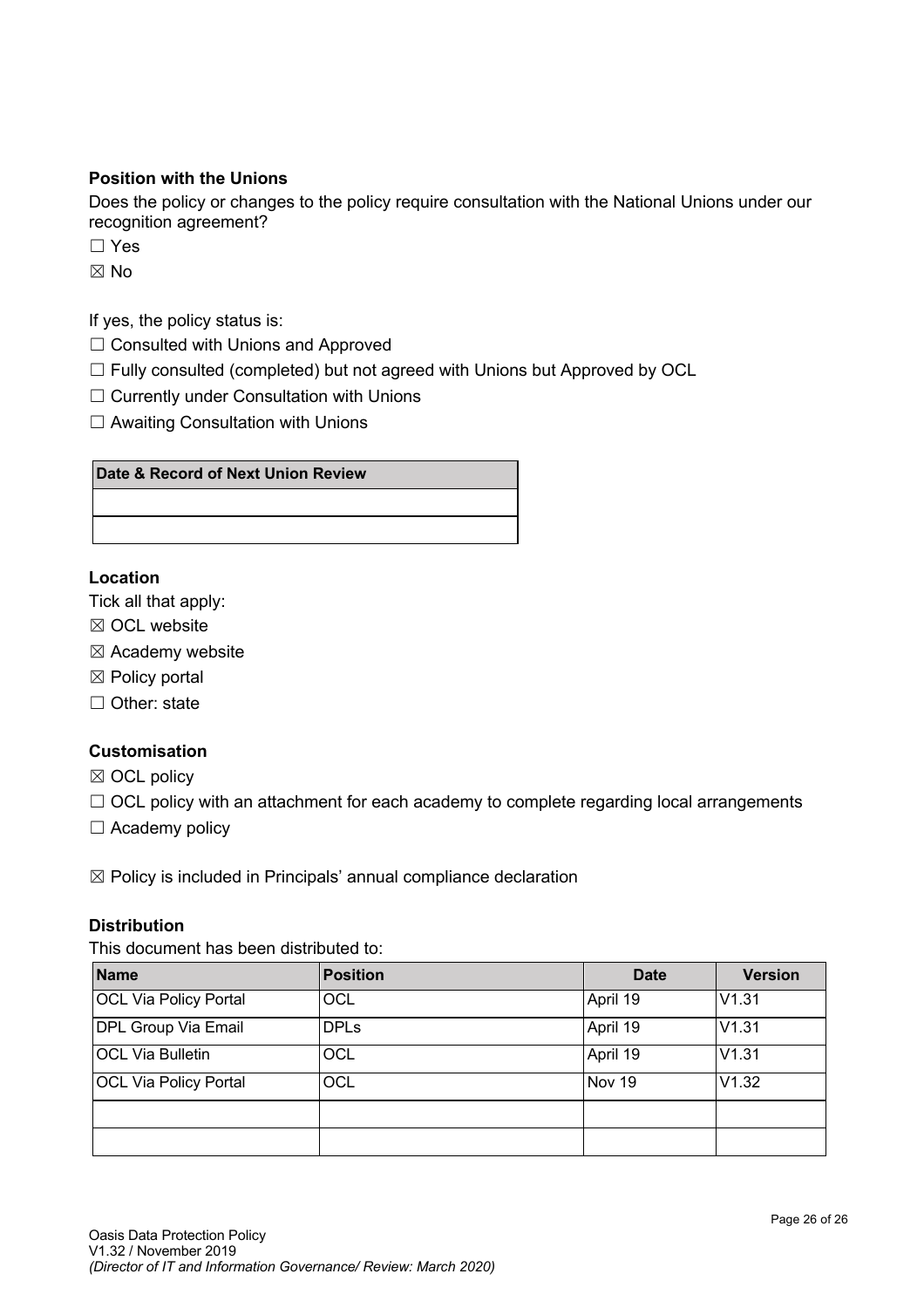**Position with the Unions**

Does the policy or changes to the policy require consultation with the National Unions under our recognition agreement?

☐ Yes

☒ No

If yes, the policy status is:

☐ Consulted with Unions and Approved

☐ Fully consulted (completed) but not agreed with Unions but Approved by OCL

☐ Currently under Consultation with Unions

☐ Awaiting Consultation with Unions

| Date & Record of Next Union Review |
|---|
| |
| |

**Location**

Tick all that apply:

☒ OCL website

☒ Academy website

☒ Policy portal

☐ Other: state

**Customisation**

☒ OCL policy

☐ OCL policy with an attachment for each academy to complete regarding local arrangements

☐ Academy policy

☒ Policy is included in Principals' annual compliance declaration

**Distribution**

This document has been distributed to:

| Name | Position | Date | Version |
|---|---|---|---|
| OCL Via Policy Portal | OCL | April 19 | V1.31 |
| DPL Group Via Email | DPLs | April 19 | V1.31 |
| OCL Via Bulletin | OCL | April 19 | V1.31 |
| OCL Via Policy Portal | OCL | Nov 19 | V1.32 |
| | | | |
| | | | |